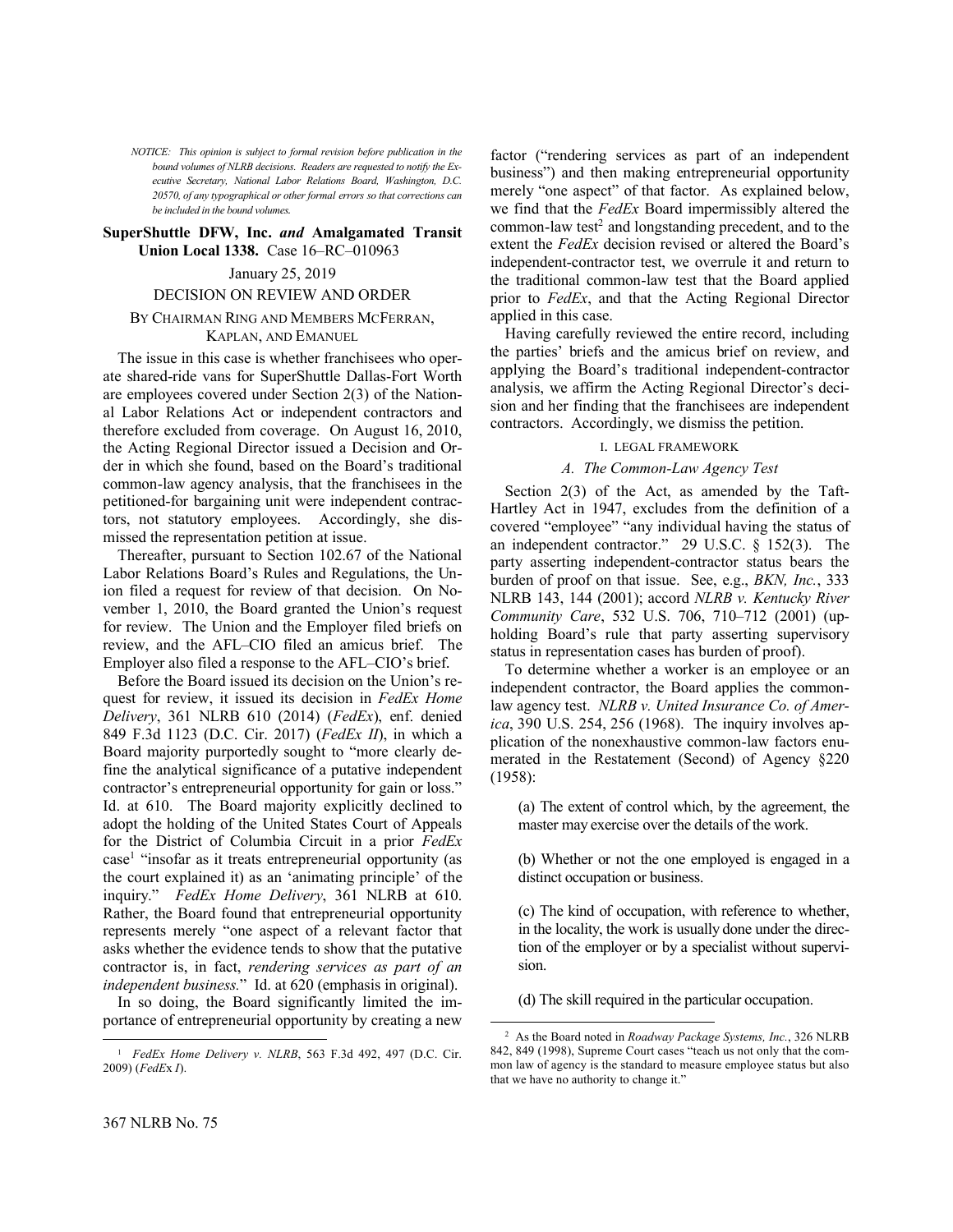*NOTICE: This opinion is subject to formal revision before publication in the bound volumes of NLRB decisions. Readers are requested to notify the Executive Secretary, National Labor Relations Board, Washington, D.C. 20570, of any typographical or other formal errors so that corrections can be included in the bound volumes.*

**SuperShuttle DFW, Inc. *and* Amalgamated Transit Union Local 1338.** Case 16–RC–010963

January 25, 2019

DECISION ON REVIEW AND ORDER

BY CHAIRMAN RING AND MEMBERS MCFERRAN, KAPLAN, AND EMANUEL

The issue in this case is whether franchisees who operate shared-ride vans for SuperShuttle Dallas-Fort Worth are employees covered under Section 2(3) of the National Labor Relations Act or independent contractors and therefore excluded from coverage. On August 16, 2010, the Acting Regional Director issued a Decision and Order in which she found, based on the Board's traditional common-law agency analysis, that the franchisees in the petitioned-for bargaining unit were independent contractors, not statutory employees. Accordingly, she dismissed the representation petition at issue.

Thereafter, pursuant to Section 102.67 of the National Labor Relations Board's Rules and Regulations, the Union filed a request for review of that decision. On November 1, 2010, the Board granted the Union's request for review. The Union and the Employer filed briefs on review, and the AFL–CIO filed an amicus brief. The Employer also filed a response to the AFL–CIO's brief.

Before the Board issued its decision on the Union's request for review, it issued its decision in *FedEx Home Delivery*, 361 NLRB 610 (2014) (*FedEx*), enf. denied 849 F.3d 1123 (D.C. Cir. 2017) (*FedEx II*), in which a Board majority purportedly sought to "more clearly define the analytical significance of a putative independent contractor's entrepreneurial opportunity for gain or loss." Id. at 610. The Board majority explicitly declined to adopt the holding of the United States Court of Appeals for the District of Columbia Circuit in a prior *FedEx* case[1] "insofar as it treats entrepreneurial opportunity (as the court explained it) as an 'animating principle' of the inquiry." *FedEx Home Delivery*, 361 NLRB at 610. Rather, the Board found that entrepreneurial opportunity represents merely "one aspect of a relevant factor that asks whether the evidence tends to show that the putative contractor is, in fact, *rendering services as part of an independent business.*" Id. at 620 (emphasis in original).

In so doing, the Board significantly limited the importance of entrepreneurial opportunity by creating a new factor ("rendering services as part of an independent business") and then making entrepreneurial opportunity merely "one aspect" of that factor. As explained below, we find that the *FedEx* Board impermissibly altered the common-law test[2] and longstanding precedent, and to the extent the *FedEx* decision revised or altered the Board's independent-contractor test, we overrule it and return to the traditional common-law test that the Board applied prior to *FedEx*, and that the Acting Regional Director applied in this case.

Having carefully reviewed the entire record, including the parties' briefs and the amicus brief on review, and applying the Board's traditional independent-contractor analysis, we affirm the Acting Regional Director's decision and her finding that the franchisees are independent contractors. Accordingly, we dismiss the petition.

## I. LEGAL FRAMEWORK

### *A. The Common-Law Agency Test*

Section 2(3) of the Act, as amended by the Taft-Hartley Act in 1947, excludes from the definition of a covered "employee" "any individual having the status of an independent contractor." 29 U.S.C. § 152(3). The party asserting independent-contractor status bears the burden of proof on that issue. See, e.g., *BKN, Inc.*, 333 NLRB 143, 144 (2001); accord *NLRB v. Kentucky River Community Care*, 532 U.S. 706, 710–712 (2001) (upholding Board's rule that party asserting supervisory status in representation cases has burden of proof).

To determine whether a worker is an employee or an independent contractor, the Board applies the common-law agency test. *NLRB v. United Insurance Co. of America*, 390 U.S. 254, 256 (1968). The inquiry involves application of the nonexhaustive common-law factors enumerated in the Restatement (Second) of Agency §220 (1958):

> (a) The extent of control which, by the agreement, the master may exercise over the details of the work.
>
> (b) Whether or not the one employed is engaged in a distinct occupation or business.
>
> (c) The kind of occupation, with reference to whether, in the locality, the work is usually done under the direction of the employer or by a specialist without supervision.
>
> (d) The skill required in the particular occupation.

[1] *FedEx Home Delivery v. NLRB*, 563 F.3d 492, 497 (D.C. Cir. 2009) (*FedEx I*).

[2] As the Board noted in *Roadway Package Systems, Inc.*, 326 NLRB 842, 849 (1998), Supreme Court cases "teach us not only that the common law of agency is the standard to measure employee status but also that we have no authority to change it."

367 NLRB No. 75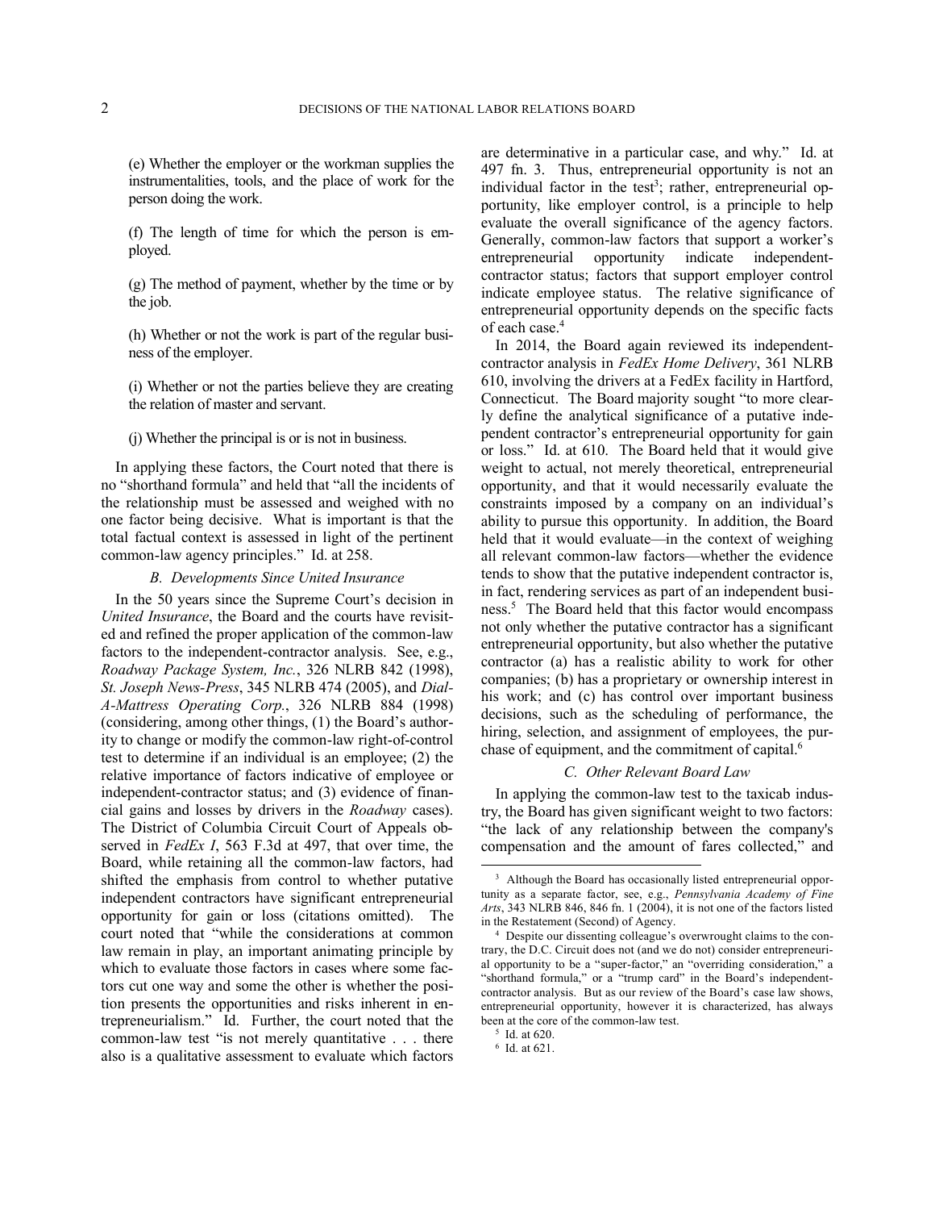(e) Whether the employer or the workman supplies the instrumentalities, tools, and the place of work for the person doing the work.

(f) The length of time for which the person is employed.

(g) The method of payment, whether by the time or by the job.

(h) Whether or not the work is part of the regular business of the employer.

(i) Whether or not the parties believe they are creating the relation of master and servant.

(j) Whether the principal is or is not in business.

In applying these factors, the Court noted that there is no "shorthand formula" and held that "all the incidents of the relationship must be assessed and weighed with no one factor being decisive. What is important is that the total factual context is assessed in light of the pertinent common-law agency principles." Id. at 258.

### *B. Developments Since United Insurance*

In the 50 years since the Supreme Court's decision in *United Insurance*, the Board and the courts have revisited and refined the proper application of the common-law factors to the independent-contractor analysis. See, e.g., *Roadway Package System, Inc.*, 326 NLRB 842 (1998), *St. Joseph News-Press*, 345 NLRB 474 (2005), and *Dial-A-Mattress Operating Corp.*, 326 NLRB 884 (1998) (considering, among other things, (1) the Board's authority to change or modify the common-law right-of-control test to determine if an individual is an employee; (2) the relative importance of factors indicative of employee or independent-contractor status; and (3) evidence of financial gains and losses by drivers in the *Roadway* cases). The District of Columbia Circuit Court of Appeals observed in *FedEx I*, 563 F.3d at 497, that over time, the Board, while retaining all the common-law factors, had shifted the emphasis from control to whether putative independent contractors have significant entrepreneurial opportunity for gain or loss (citations omitted). The court noted that "while the considerations at common law remain in play, an important animating principle by which to evaluate those factors in cases where some factors cut one way and some the other is whether the position presents the opportunities and risks inherent in entrepreneurialism." Id. Further, the court noted that the common-law test "is not merely quantitative . . . there also is a qualitative assessment to evaluate which factors are determinative in a particular case, and why." Id. at 497 fn. 3. Thus, entrepreneurial opportunity is not an individual factor in the test[3]; rather, entrepreneurial opportunity, like employer control, is a principle to help evaluate the overall significance of the agency factors. Generally, common-law factors that support a worker's entrepreneurial opportunity indicate independent-contractor status; factors that support employer control indicate employee status. The relative significance of entrepreneurial opportunity depends on the specific facts of each case.[4]

In 2014, the Board again reviewed its independent-contractor analysis in *FedEx Home Delivery*, 361 NLRB 610, involving the drivers at a FedEx facility in Hartford, Connecticut. The Board majority sought "to more clearly define the analytical significance of a putative independent contractor's entrepreneurial opportunity for gain or loss." Id. at 610. The Board held that it would give weight to actual, not merely theoretical, entrepreneurial opportunity, and that it would necessarily evaluate the constraints imposed by a company on an individual's ability to pursue this opportunity. In addition, the Board held that it would evaluate—in the context of weighing all relevant common-law factors—whether the evidence tends to show that the putative independent contractor is, in fact, rendering services as part of an independent business.[5] The Board held that this factor would encompass not only whether the putative contractor has a significant entrepreneurial opportunity, but also whether the putative contractor (a) has a realistic ability to work for other companies; (b) has a proprietary or ownership interest in his work; and (c) has control over important business decisions, such as the scheduling of performance, the hiring, selection, and assignment of employees, the purchase of equipment, and the commitment of capital.[6]

### *C. Other Relevant Board Law*

In applying the common-law test to the taxicab industry, the Board has given significant weight to two factors: "the lack of any relationship between the company's compensation and the amount of fares collected," and

---

[3] Although the Board has occasionally listed entrepreneurial opportunity as a separate factor, see, e.g., *Pennsylvania Academy of Fine Arts*, 343 NLRB 846, 846 fn. 1 (2004), it is not one of the factors listed in the Restatement (Second) of Agency.

[4] Despite our dissenting colleague's overwrought claims to the contrary, the D.C. Circuit does not (and we do not) consider entrepreneurial opportunity to be a "super-factor," an "overriding consideration," a "shorthand formula," or a "trump card" in the Board's independent-contractor analysis. But as our review of the Board's case law shows, entrepreneurial opportunity, however it is characterized, has always been at the core of the common-law test.

[5] Id. at 620.

[6] Id. at 621.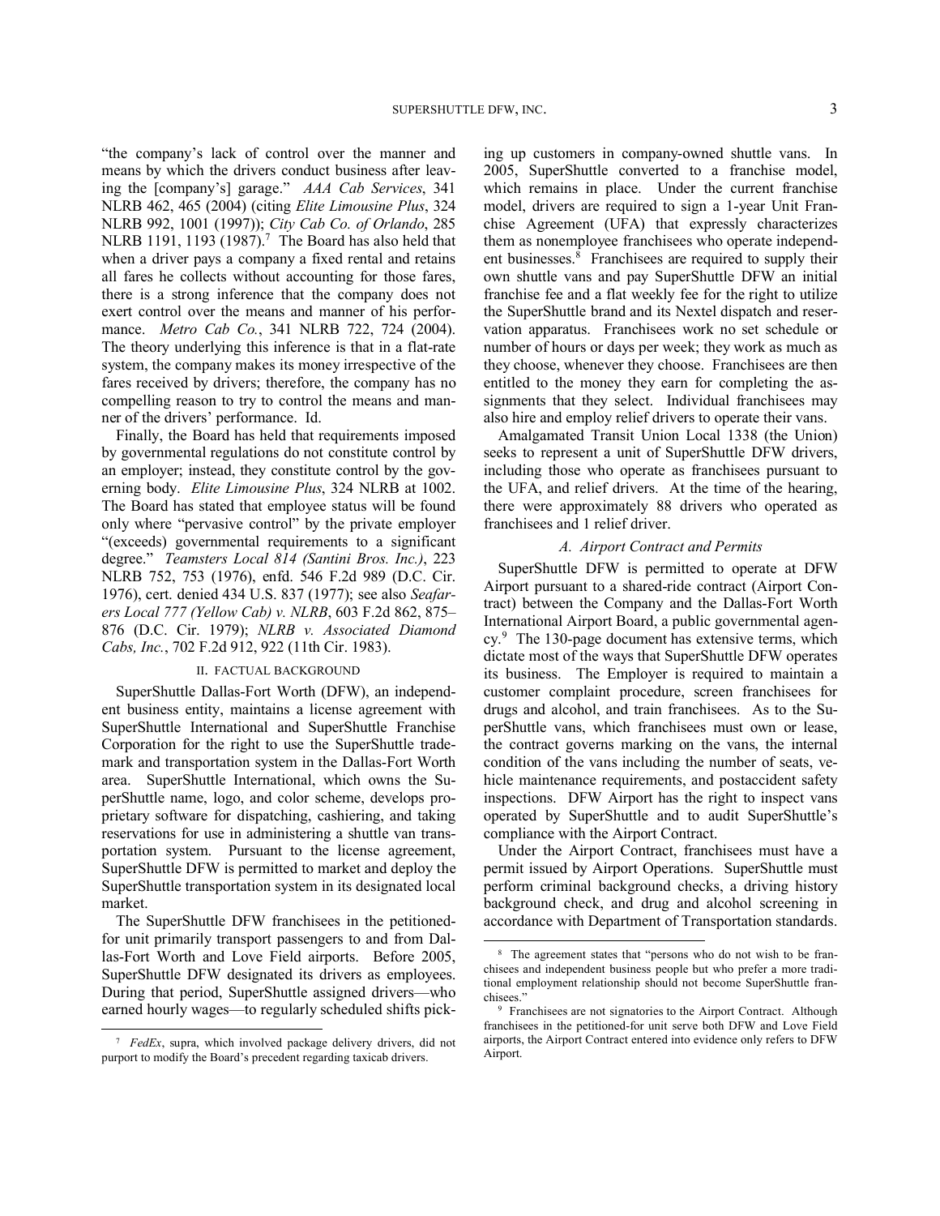"the company's lack of control over the manner and means by which the drivers conduct business after leaving the [company's] garage." *AAA Cab Services*, 341 NLRB 462, 465 (2004) (citing *Elite Limousine Plus*, 324 NLRB 992, 1001 (1997)); *City Cab Co. of Orlando*, 285 NLRB 1191, 1193 (1987).[7] The Board has also held that when a driver pays a company a fixed rental and retains all fares he collects without accounting for those fares, there is a strong inference that the company does not exert control over the means and manner of his performance. *Metro Cab Co.*, 341 NLRB 722, 724 (2004). The theory underlying this inference is that in a flat-rate system, the company makes its money irrespective of the fares received by drivers; therefore, the company has no compelling reason to try to control the means and manner of the drivers' performance. Id.

Finally, the Board has held that requirements imposed by governmental regulations do not constitute control by an employer; instead, they constitute control by the governing body. *Elite Limousine Plus*, 324 NLRB at 1002. The Board has stated that employee status will be found only where "pervasive control" by the private employer "(exceeds) governmental requirements to a significant degree." *Teamsters Local 814 (Santini Bros. Inc.)*, 223 NLRB 752, 753 (1976), enfd. 546 F.2d 989 (D.C. Cir. 1976), cert. denied 434 U.S. 837 (1977); see also *Seafarers Local 777 (Yellow Cab) v. NLRB*, 603 F.2d 862, 875–876 (D.C. Cir. 1979); *NLRB v. Associated Diamond Cabs, Inc.*, 702 F.2d 912, 922 (11th Cir. 1983).

## II. FACTUAL BACKGROUND

SuperShuttle Dallas-Fort Worth (DFW), an independent business entity, maintains a license agreement with SuperShuttle International and SuperShuttle Franchise Corporation for the right to use the SuperShuttle trademark and transportation system in the Dallas-Fort Worth area. SuperShuttle International, which owns the SuperShuttle name, logo, and color scheme, develops proprietary software for dispatching, cashiering, and taking reservations for use in administering a shuttle van transportation system. Pursuant to the license agreement, SuperShuttle DFW is permitted to market and deploy the SuperShuttle transportation system in its designated local market.

The SuperShuttle DFW franchisees in the petitioned-for unit primarily transport passengers to and from Dallas-Fort Worth and Love Field airports. Before 2005, SuperShuttle DFW designated its drivers as employees. During that period, SuperShuttle assigned drivers—who earned hourly wages—to regularly scheduled shifts picking up customers in company-owned shuttle vans. In 2005, SuperShuttle converted to a franchise model, which remains in place. Under the current franchise model, drivers are required to sign a 1-year Unit Franchise Agreement (UFA) that expressly characterizes them as nonemployee franchisees who operate independent businesses.[8] Franchisees are required to supply their own shuttle vans and pay SuperShuttle DFW an initial franchise fee and a flat weekly fee for the right to utilize the SuperShuttle brand and its Nextel dispatch and reservation apparatus. Franchisees work no set schedule or number of hours or days per week; they work as much as they choose, whenever they choose. Franchisees are then entitled to the money they earn for completing the assignments that they select. Individual franchisees may also hire and employ relief drivers to operate their vans.

Amalgamated Transit Union Local 1338 (the Union) seeks to represent a unit of SuperShuttle DFW drivers, including those who operate as franchisees pursuant to the UFA, and relief drivers. At the time of the hearing, there were approximately 88 drivers who operated as franchisees and 1 relief driver.

### *A. Airport Contract and Permits*

SuperShuttle DFW is permitted to operate at DFW Airport pursuant to a shared-ride contract (Airport Contract) between the Company and the Dallas-Fort Worth International Airport Board, a public governmental agency.[9] The 130-page document has extensive terms, which dictate most of the ways that SuperShuttle DFW operates its business. The Employer is required to maintain a customer complaint procedure, screen franchisees for drugs and alcohol, and train franchisees. As to the SuperShuttle vans, which franchisees must own or lease, the contract governs marking on the vans, the internal condition of the vans including the number of seats, vehicle maintenance requirements, and postaccident safety inspections. DFW Airport has the right to inspect vans operated by SuperShuttle and to audit SuperShuttle's compliance with the Airport Contract.

Under the Airport Contract, franchisees must have a permit issued by Airport Operations. SuperShuttle must perform criminal background checks, a driving history background check, and drug and alcohol screening in accordance with Department of Transportation standards.

---

[7] *FedEx*, supra, which involved package delivery drivers, did not purport to modify the Board's precedent regarding taxicab drivers.

[8] The agreement states that "persons who do not wish to be franchisees and independent business people but who prefer a more traditional employment relationship should not become SuperShuttle franchisees."

[9] Franchisees are not signatories to the Airport Contract. Although franchisees in the petitioned-for unit serve both DFW and Love Field airports, the Airport Contract entered into evidence only refers to DFW Airport.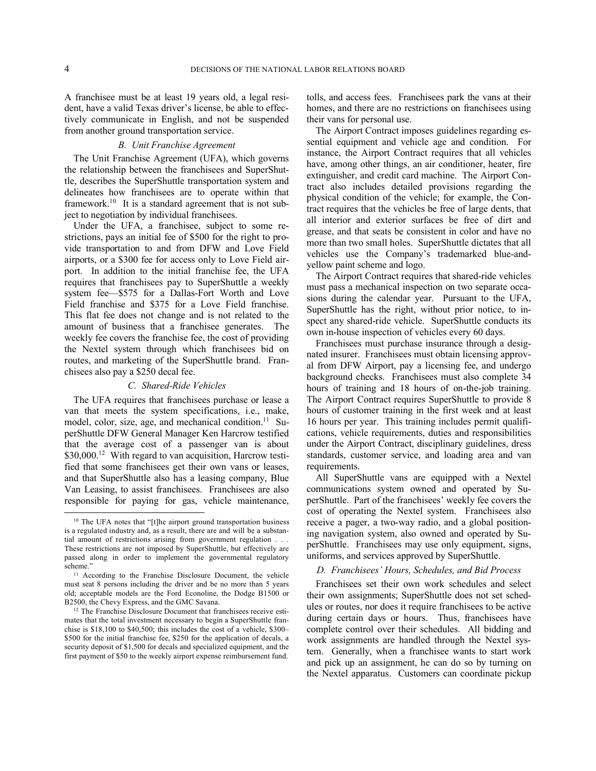A franchisee must be at least 19 years old, a legal resident, have a valid Texas driver's license, be able to effectively communicate in English, and not be suspended from another ground transportation service.

### *B. Unit Franchise Agreement*

The Unit Franchise Agreement (UFA), which governs the relationship between the franchisees and SuperShuttle, describes the SuperShuttle transportation system and delineates how franchisees are to operate within that framework.[10] It is a standard agreement that is not subject to negotiation by individual franchisees.

Under the UFA, a franchisee, subject to some restrictions, pays an initial fee of $500 for the right to provide transportation to and from DFW and Love Field airports, or a $300 fee for access only to Love Field airport. In addition to the initial franchise fee, the UFA requires that franchisees pay to SuperShuttle a weekly system fee—$575 for a Dallas-Fort Worth and Love Field franchise and $375 for a Love Field franchise. This flat fee does not change and is not related to the amount of business that a franchisee generates. The weekly fee covers the franchise fee, the cost of providing the Nextel system through which franchisees bid on routes, and marketing of the SuperShuttle brand. Franchisees also pay a $250 decal fee.

### *C. Shared-Ride Vehicles*

The UFA requires that franchisees purchase or lease a van that meets the system specifications, i.e., make, model, color, size, age, and mechanical condition.[11] SuperShuttle DFW General Manager Ken Harcrow testified that the average cost of a passenger van is about $30,000.[12] With regard to van acquisition, Harcrow testified that some franchisees get their own vans or leases, and that SuperShuttle also has a leasing company, Blue Van Leasing, to assist franchisees. Franchisees are also responsible for paying for gas, vehicle maintenance, tolls, and access fees. Franchisees park the vans at their homes, and there are no restrictions on franchisees using their vans for personal use.

The Airport Contract imposes guidelines regarding essential equipment and vehicle age and condition. For instance, the Airport Contract requires that all vehicles have, among other things, an air conditioner, heater, fire extinguisher, and credit card machine. The Airport Contract also includes detailed provisions regarding the physical condition of the vehicle; for example, the Contract requires that the vehicles be free of large dents, that all interior and exterior surfaces be free of dirt and grease, and that seats be consistent in color and have no more than two small holes. SuperShuttle dictates that all vehicles use the Company's trademarked blue-and-yellow paint scheme and logo.

The Airport Contract requires that shared-ride vehicles must pass a mechanical inspection on two separate occasions during the calendar year. Pursuant to the UFA, SuperShuttle has the right, without prior notice, to inspect any shared-ride vehicle. SuperShuttle conducts its own in-house inspection of vehicles every 60 days.

Franchisees must purchase insurance through a designated insurer. Franchisees must obtain licensing approval from DFW Airport, pay a licensing fee, and undergo background checks. Franchisees must also complete 34 hours of training and 18 hours of on-the-job training. The Airport Contract requires SuperShuttle to provide 8 hours of customer training in the first week and at least 16 hours per year. This training includes permit qualifications, vehicle requirements, duties and responsibilities under the Airport Contract, disciplinary guidelines, dress standards, customer service, and loading area and van requirements.

All SuperShuttle vans are equipped with a Nextel communications system owned and operated by SuperShuttle. Part of the franchisees' weekly fee covers the cost of operating the Nextel system. Franchisees also receive a pager, a two-way radio, and a global positioning navigation system, also owned and operated by SuperShuttle. Franchisees may use only equipment, signs, uniforms, and services approved by SuperShuttle.

### *D. Franchisees' Hours, Schedules, and Bid Process*

Franchisees set their own work schedules and select their own assignments; SuperShuttle does not set schedules or routes, nor does it require franchisees to be active during certain days or hours. Thus, franchisees have complete control over their schedules. All bidding and work assignments are handled through the Nextel system. Generally, when a franchisee wants to start work and pick up an assignment, he can do so by turning on the Nextel apparatus. Customers can coordinate pickup

---

[10] The UFA notes that "[t]he airport ground transportation business is a regulated industry and, as a result, there are and will be a substantial amount of restrictions arising from government regulation . . . These restrictions are not imposed by SuperShuttle, but effectively are passed along in order to implement the governmental regulatory scheme."

[11] According to the Franchise Disclosure Document, the vehicle must seat 8 persons including the driver and be no more than 5 years old; acceptable models are the Ford Econoline, the Dodge B1500 or B2500, the Chevy Express, and the GMC Savana.

[12] The Franchise Disclosure Document that franchisees receive estimates that the total investment necessary to begin a SuperShuttle franchise is $18,100 to $40,500; this includes the cost of a vehicle, $300–$500 for the initial franchise fee, $250 for the application of decals, a security deposit of $1,500 for decals and specialized equipment, and the first payment of $50 to the weekly airport expense reimbursement fund.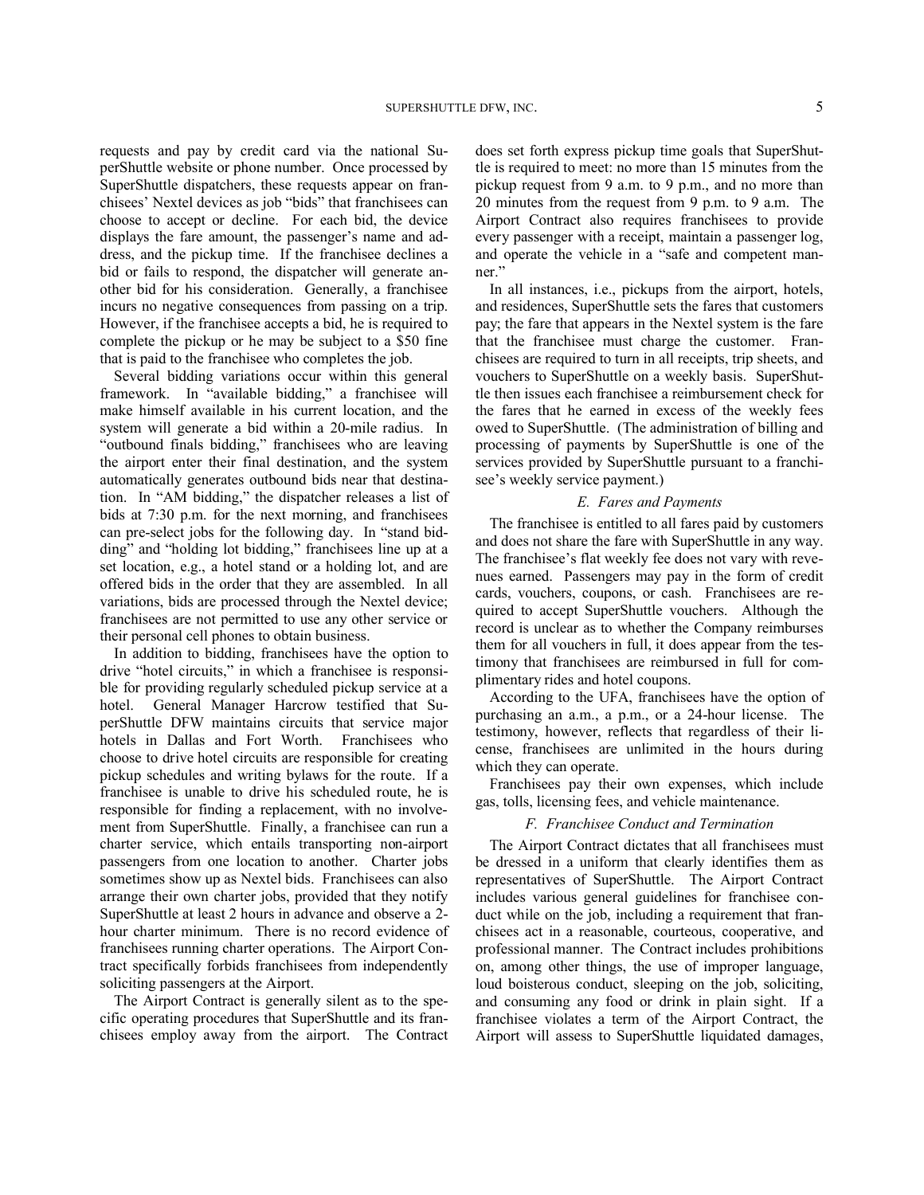requests and pay by credit card via the national SuperShuttle website or phone number. Once processed by SuperShuttle dispatchers, these requests appear on franchisees' Nextel devices as job "bids" that franchisees can choose to accept or decline. For each bid, the device displays the fare amount, the passenger's name and address, and the pickup time. If the franchisee declines a bid or fails to respond, the dispatcher will generate another bid for his consideration. Generally, a franchisee incurs no negative consequences from passing on a trip. However, if the franchisee accepts a bid, he is required to complete the pickup or he may be subject to a $50 fine that is paid to the franchisee who completes the job.

Several bidding variations occur within this general framework. In "available bidding," a franchisee will make himself available in his current location, and the system will generate a bid within a 20-mile radius. In "outbound finals bidding," franchisees who are leaving the airport enter their final destination, and the system automatically generates outbound bids near that destination. In "AM bidding," the dispatcher releases a list of bids at 7:30 p.m. for the next morning, and franchisees can pre-select jobs for the following day. In "stand bidding" and "holding lot bidding," franchisees line up at a set location, e.g., a hotel stand or a holding lot, and are offered bids in the order that they are assembled. In all variations, bids are processed through the Nextel device; franchisees are not permitted to use any other service or their personal cell phones to obtain business.

In addition to bidding, franchisees have the option to drive "hotel circuits," in which a franchisee is responsible for providing regularly scheduled pickup service at a hotel. General Manager Harcrow testified that SuperShuttle DFW maintains circuits that service major hotels in Dallas and Fort Worth. Franchisees who choose to drive hotel circuits are responsible for creating pickup schedules and writing bylaws for the route. If a franchisee is unable to drive his scheduled route, he is responsible for finding a replacement, with no involvement from SuperShuttle. Finally, a franchisee can run a charter service, which entails transporting non-airport passengers from one location to another. Charter jobs sometimes show up as Nextel bids. Franchisees can also arrange their own charter jobs, provided that they notify SuperShuttle at least 2 hours in advance and observe a 2-hour charter minimum. There is no record evidence of franchisees running charter operations. The Airport Contract specifically forbids franchisees from independently soliciting passengers at the Airport.

The Airport Contract is generally silent as to the specific operating procedures that SuperShuttle and its franchisees employ away from the airport. The Contract does set forth express pickup time goals that SuperShuttle is required to meet: no more than 15 minutes from the pickup request from 9 a.m. to 9 p.m., and no more than 20 minutes from the request from 9 p.m. to 9 a.m. The Airport Contract also requires franchisees to provide every passenger with a receipt, maintain a passenger log, and operate the vehicle in a "safe and competent manner."

In all instances, i.e., pickups from the airport, hotels, and residences, SuperShuttle sets the fares that customers pay; the fare that appears in the Nextel system is the fare that the franchisee must charge the customer. Franchisees are required to turn in all receipts, trip sheets, and vouchers to SuperShuttle on a weekly basis. SuperShuttle then issues each franchisee a reimbursement check for the fares that he earned in excess of the weekly fees owed to SuperShuttle. (The administration of billing and processing of payments by SuperShuttle is one of the services provided by SuperShuttle pursuant to a franchisee's weekly service payment.)

### *E. Fares and Payments*

The franchisee is entitled to all fares paid by customers and does not share the fare with SuperShuttle in any way. The franchisee's flat weekly fee does not vary with revenues earned. Passengers may pay in the form of credit cards, vouchers, coupons, or cash. Franchisees are required to accept SuperShuttle vouchers. Although the record is unclear as to whether the Company reimburses them for all vouchers in full, it does appear from the testimony that franchisees are reimbursed in full for complimentary rides and hotel coupons.

According to the UFA, franchisees have the option of purchasing an a.m., a p.m., or a 24-hour license. The testimony, however, reflects that regardless of their license, franchisees are unlimited in the hours during which they can operate.

Franchisees pay their own expenses, which include gas, tolls, licensing fees, and vehicle maintenance.

### *F. Franchisee Conduct and Termination*

The Airport Contract dictates that all franchisees must be dressed in a uniform that clearly identifies them as representatives of SuperShuttle. The Airport Contract includes various general guidelines for franchisee conduct while on the job, including a requirement that franchisees act in a reasonable, courteous, cooperative, and professional manner. The Contract includes prohibitions on, among other things, the use of improper language, loud boisterous conduct, sleeping on the job, soliciting, and consuming any food or drink in plain sight. If a franchisee violates a term of the Airport Contract, the Airport will assess to SuperShuttle liquidated damages,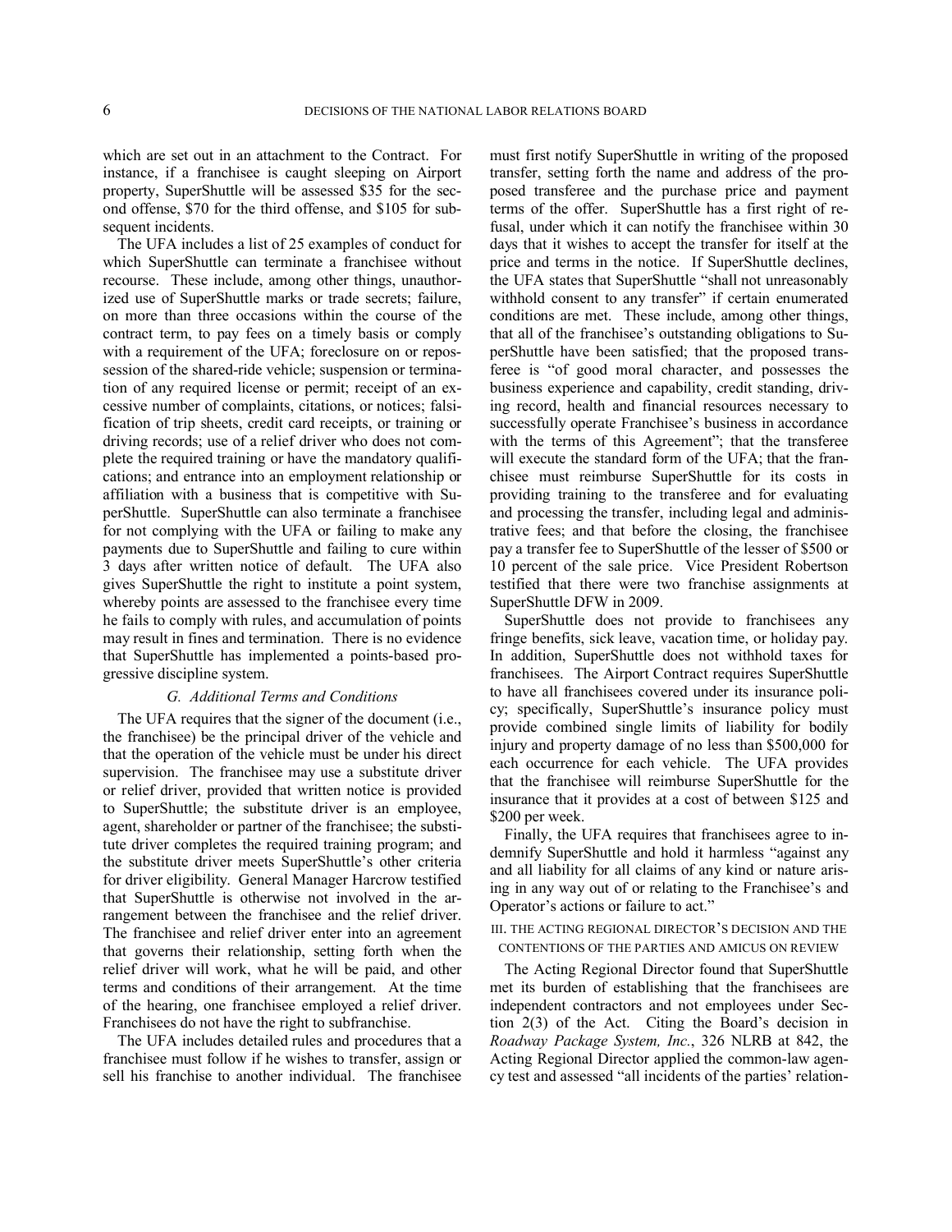which are set out in an attachment to the Contract. For instance, if a franchisee is caught sleeping on Airport property, SuperShuttle will be assessed $35 for the second offense, $70 for the third offense, and $105 for subsequent incidents.

The UFA includes a list of 25 examples of conduct for which SuperShuttle can terminate a franchisee without recourse. These include, among other things, unauthorized use of SuperShuttle marks or trade secrets; failure, on more than three occasions within the course of the contract term, to pay fees on a timely basis or comply with a requirement of the UFA; foreclosure on or repossession of the shared-ride vehicle; suspension or termination of any required license or permit; receipt of an excessive number of complaints, citations, or notices; falsification of trip sheets, credit card receipts, or training or driving records; use of a relief driver who does not complete the required training or have the mandatory qualifications; and entrance into an employment relationship or affiliation with a business that is competitive with SuperShuttle. SuperShuttle can also terminate a franchisee for not complying with the UFA or failing to make any payments due to SuperShuttle and failing to cure within 3 days after written notice of default. The UFA also gives SuperShuttle the right to institute a point system, whereby points are assessed to the franchisee every time he fails to comply with rules, and accumulation of points may result in fines and termination. There is no evidence that SuperShuttle has implemented a points-based progressive discipline system.

### *G. Additional Terms and Conditions*

The UFA requires that the signer of the document (i.e., the franchisee) be the principal driver of the vehicle and that the operation of the vehicle must be under his direct supervision. The franchisee may use a substitute driver or relief driver, provided that written notice is provided to SuperShuttle; the substitute driver is an employee, agent, shareholder or partner of the franchisee; the substitute driver completes the required training program; and the substitute driver meets SuperShuttle's other criteria for driver eligibility. General Manager Harcrow testified that SuperShuttle is otherwise not involved in the arrangement between the franchisee and the relief driver. The franchisee and relief driver enter into an agreement that governs their relationship, setting forth when the relief driver will work, what he will be paid, and other terms and conditions of their arrangement. At the time of the hearing, one franchisee employed a relief driver. Franchisees do not have the right to subfranchise.

The UFA includes detailed rules and procedures that a franchisee must follow if he wishes to transfer, assign or sell his franchise to another individual. The franchisee must first notify SuperShuttle in writing of the proposed transfer, setting forth the name and address of the proposed transferee and the purchase price and payment terms of the offer. SuperShuttle has a first right of refusal, under which it can notify the franchisee within 30 days that it wishes to accept the transfer for itself at the price and terms in the notice. If SuperShuttle declines, the UFA states that SuperShuttle "shall not unreasonably withhold consent to any transfer" if certain enumerated conditions are met. These include, among other things, that all of the franchisee's outstanding obligations to SuperShuttle have been satisfied; that the proposed transferee is "of good moral character, and possesses the business experience and capability, credit standing, driving record, health and financial resources necessary to successfully operate Franchisee's business in accordance with the terms of this Agreement"; that the transferee will execute the standard form of the UFA; that the franchisee must reimburse SuperShuttle for its costs in providing training to the transferee and for evaluating and processing the transfer, including legal and administrative fees; and that before the closing, the franchisee pay a transfer fee to SuperShuttle of the lesser of $500 or 10 percent of the sale price. Vice President Robertson testified that there were two franchise assignments at SuperShuttle DFW in 2009.

SuperShuttle does not provide to franchisees any fringe benefits, sick leave, vacation time, or holiday pay. In addition, SuperShuttle does not withhold taxes for franchisees. The Airport Contract requires SuperShuttle to have all franchisees covered under its insurance policy; specifically, SuperShuttle's insurance policy must provide combined single limits of liability for bodily injury and property damage of no less than $500,000 for each occurrence for each vehicle. The UFA provides that the franchisee will reimburse SuperShuttle for the insurance that it provides at a cost of between $125 and $200 per week.

Finally, the UFA requires that franchisees agree to indemnify SuperShuttle and hold it harmless "against any and all liability for all claims of any kind or nature arising in any way out of or relating to the Franchisee's and Operator's actions or failure to act."

## III. THE ACTING REGIONAL DIRECTOR'S DECISION AND THE CONTENTIONS OF THE PARTIES AND AMICUS ON REVIEW

The Acting Regional Director found that SuperShuttle met its burden of establishing that the franchisees are independent contractors and not employees under Section 2(3) of the Act. Citing the Board's decision in *Roadway Package System, Inc.*, 326 NLRB at 842, the Acting Regional Director applied the common-law agency test and assessed "all incidents of the parties' relation-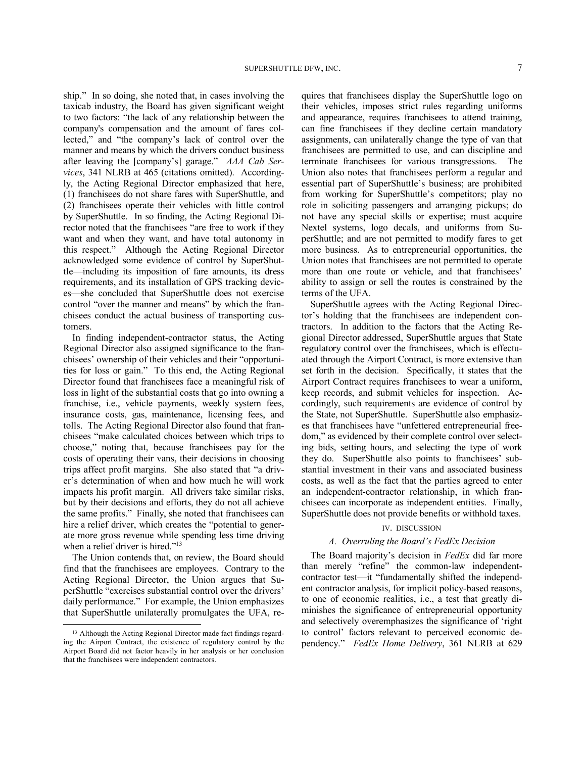ship." In so doing, she noted that, in cases involving the taxicab industry, the Board has given significant weight to two factors: "the lack of any relationship between the company's compensation and the amount of fares collected," and "the company's lack of control over the manner and means by which the drivers conduct business after leaving the [company's] garage." *AAA Cab Services*, 341 NLRB at 465 (citations omitted). Accordingly, the Acting Regional Director emphasized that here, (1) franchisees do not share fares with SuperShuttle, and (2) franchisees operate their vehicles with little control by SuperShuttle. In so finding, the Acting Regional Director noted that the franchisees "are free to work if they want and when they want, and have total autonomy in this respect." Although the Acting Regional Director acknowledged some evidence of control by SuperShuttle—including its imposition of fare amounts, its dress requirements, and its installation of GPS tracking devices—she concluded that SuperShuttle does not exercise control "over the manner and means" by which the franchisees conduct the actual business of transporting customers.

In finding independent-contractor status, the Acting Regional Director also assigned significance to the franchisees' ownership of their vehicles and their "opportunities for loss or gain." To this end, the Acting Regional Director found that franchisees face a meaningful risk of loss in light of the substantial costs that go into owning a franchise, i.e., vehicle payments, weekly system fees, insurance costs, gas, maintenance, licensing fees, and tolls. The Acting Regional Director also found that franchisees "make calculated choices between which trips to choose," noting that, because franchisees pay for the costs of operating their vans, their decisions in choosing trips affect profit margins. She also stated that "a driver's determination of when and how much he will work impacts his profit margin. All drivers take similar risks, but by their decisions and efforts, they do not all achieve the same profits." Finally, she noted that franchisees can hire a relief driver, which creates the "potential to generate more gross revenue while spending less time driving when a relief driver is hired."[13]

The Union contends that, on review, the Board should find that the franchisees are employees. Contrary to the Acting Regional Director, the Union argues that SuperShuttle "exercises substantial control over the drivers' daily performance." For example, the Union emphasizes that SuperShuttle unilaterally promulgates the UFA, requires that franchisees display the SuperShuttle logo on their vehicles, imposes strict rules regarding uniforms and appearance, requires franchisees to attend training, can fine franchisees if they decline certain mandatory assignments, can unilaterally change the type of van that franchisees are permitted to use, and can discipline and terminate franchisees for various transgressions. The Union also notes that franchisees perform a regular and essential part of SuperShuttle's business; are prohibited from working for SuperShuttle's competitors; play no role in soliciting passengers and arranging pickups; do not have any special skills or expertise; must acquire Nextel systems, logo decals, and uniforms from SuperShuttle; and are not permitted to modify fares to get more business. As to entrepreneurial opportunities, the Union notes that franchisees are not permitted to operate more than one route or vehicle, and that franchisees' ability to assign or sell the routes is constrained by the terms of the UFA.

SuperShuttle agrees with the Acting Regional Director's holding that the franchisees are independent contractors. In addition to the factors that the Acting Regional Director addressed, SuperShuttle argues that State regulatory control over the franchisees, which is effectuated through the Airport Contract, is more extensive than set forth in the decision. Specifically, it states that the Airport Contract requires franchisees to wear a uniform, keep records, and submit vehicles for inspection. Accordingly, such requirements are evidence of control by the State, not SuperShuttle. SuperShuttle also emphasizes that franchisees have "unfettered entrepreneurial freedom," as evidenced by their complete control over selecting bids, setting hours, and selecting the type of work they do. SuperShuttle also points to franchisees' substantial investment in their vans and associated business costs, as well as the fact that the parties agreed to enter an independent-contractor relationship, in which franchisees can incorporate as independent entities. Finally, SuperShuttle does not provide benefits or withhold taxes.

## IV. DISCUSSION

### *A. Overruling the Board's FedEx Decision*

The Board majority's decision in *FedEx* did far more than merely "refine" the common-law independent-contractor test—it "fundamentally shifted the independent contractor analysis, for implicit policy-based reasons, to one of economic realities, i.e., a test that greatly diminishes the significance of entrepreneurial opportunity and selectively overemphasizes the significance of 'right to control' factors relevant to perceived economic dependency." *FedEx Home Delivery*, 361 NLRB at 629

[13] Although the Acting Regional Director made fact findings regarding the Airport Contract, the existence of regulatory control by the Airport Board did not factor heavily in her analysis or her conclusion that the franchisees were independent contractors.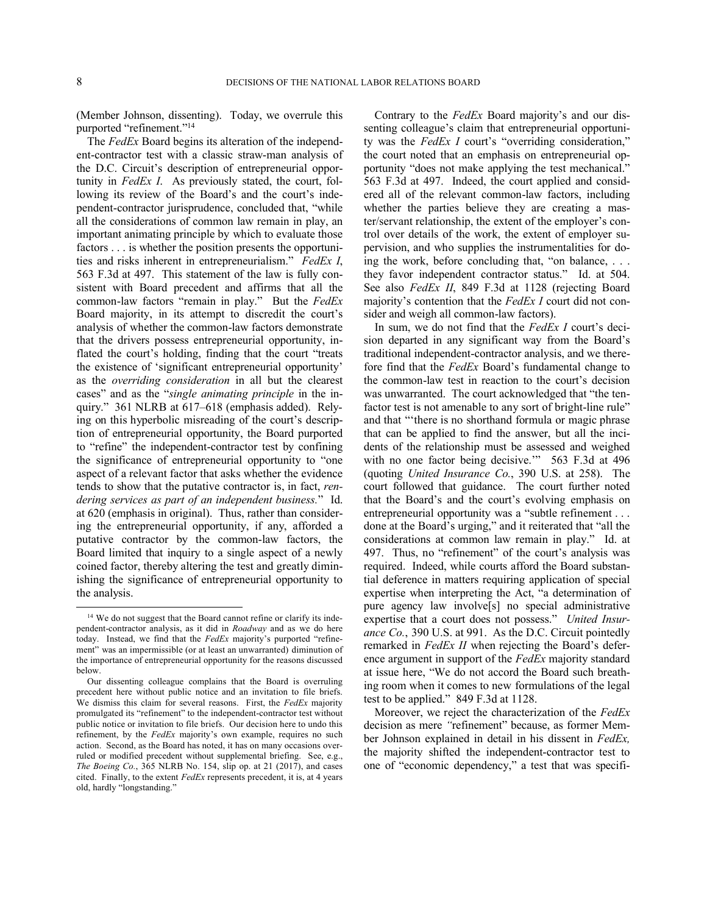(Member Johnson, dissenting). Today, we overrule this purported "refinement."[14]

The *FedEx* Board begins its alteration of the independent-contractor test with a classic straw-man analysis of the D.C. Circuit's description of entrepreneurial opportunity in *FedEx I*. As previously stated, the court, following its review of the Board's and the court's independent-contractor jurisprudence, concluded that, "while all the considerations of common law remain in play, an important animating principle by which to evaluate those factors . . . is whether the position presents the opportunities and risks inherent in entrepreneurialism." *FedEx I*, 563 F.3d at 497. This statement of the law is fully consistent with Board precedent and affirms that all the common-law factors "remain in play." But the *FedEx* Board majority, in its attempt to discredit the court's analysis of whether the common-law factors demonstrate that the drivers possess entrepreneurial opportunity, inflated the court's holding, finding that the court "treats the existence of 'significant entrepreneurial opportunity' as the *overriding consideration* in all but the clearest cases" and as the "*single animating principle* in the inquiry." 361 NLRB at 617–618 (emphasis added). Relying on this hyperbolic misreading of the court's description of entrepreneurial opportunity, the Board purported to "refine" the independent-contractor test by confining the significance of entrepreneurial opportunity to "one aspect of a relevant factor that asks whether the evidence tends to show that the putative contractor is, in fact, *rendering services as part of an independent business.*" Id. at 620 (emphasis in original). Thus, rather than considering the entrepreneurial opportunity, if any, afforded a putative contractor by the common-law factors, the Board limited that inquiry to a single aspect of a newly coined factor, thereby altering the test and greatly diminishing the significance of entrepreneurial opportunity to the analysis.

Contrary to the *FedEx* Board majority's and our dissenting colleague's claim that entrepreneurial opportunity was the *FedEx I* court's "overriding consideration," the court noted that an emphasis on entrepreneurial opportunity "does not make applying the test mechanical." 563 F.3d at 497. Indeed, the court applied and considered all of the relevant common-law factors, including whether the parties believe they are creating a master/servant relationship, the extent of the employer's control over details of the work, the extent of employer supervision, and who supplies the instrumentalities for doing the work, before concluding that, "on balance, . . . they favor independent contractor status." Id. at 504. See also *FedEx II*, 849 F.3d at 1128 (rejecting Board majority's contention that the *FedEx I* court did not consider and weigh all common-law factors).

In sum, we do not find that the *FedEx I* court's decision departed in any significant way from the Board's traditional independent-contractor analysis, and we therefore find that the *FedEx* Board's fundamental change to the common-law test in reaction to the court's decision was unwarranted. The court acknowledged that "the ten-factor test is not amenable to any sort of bright-line rule" and that "'there is no shorthand formula or magic phrase that can be applied to find the answer, but all the incidents of the relationship must be assessed and weighed with no one factor being decisive.'" 563 F.3d at 496 (quoting *United Insurance Co.*, 390 U.S. at 258). The court followed that guidance. The court further noted that the Board's and the court's evolving emphasis on entrepreneurial opportunity was a "subtle refinement . . . done at the Board's urging," and it reiterated that "all the considerations at common law remain in play." Id. at 497. Thus, no "refinement" of the court's analysis was required. Indeed, while courts afford the Board substantial deference in matters requiring application of special expertise when interpreting the Act, "a determination of pure agency law involve[s] no special administrative expertise that a court does not possess." *United Insurance Co.*, 390 U.S. at 991. As the D.C. Circuit pointedly remarked in *FedEx II* when rejecting the Board's deference argument in support of the *FedEx* majority standard at issue here, "We do not accord the Board such breathing room when it comes to new formulations of the legal test to be applied." 849 F.3d at 1128.

Moreover, we reject the characterization of the *FedEx* decision as mere "refinement" because, as former Member Johnson explained in detail in his dissent in *FedEx,* the majority shifted the independent-contractor test to one of "economic dependency," a test that was specifi-

[14] We do not suggest that the Board cannot refine or clarify its independent-contractor analysis, as it did in *Roadway* and as we do here today. Instead, we find that the *FedEx* majority's purported "refinement" was an impermissible (or at least an unwarranted) diminution of the importance of entrepreneurial opportunity for the reasons discussed below.

Our dissenting colleague complains that the Board is overruling precedent here without public notice and an invitation to file briefs. We dismiss this claim for several reasons. First, the *FedEx* majority promulgated its "refinement" to the independent-contractor test without public notice or invitation to file briefs. Our decision here to undo this refinement, by the *FedEx* majority's own example, requires no such action. Second, as the Board has noted, it has on many occasions overruled or modified precedent without supplemental briefing. See, e.g., *The Boeing Co.*, 365 NLRB No. 154, slip op. at 21 (2017), and cases cited. Finally, to the extent *FedEx* represents precedent, it is, at 4 years old, hardly "longstanding."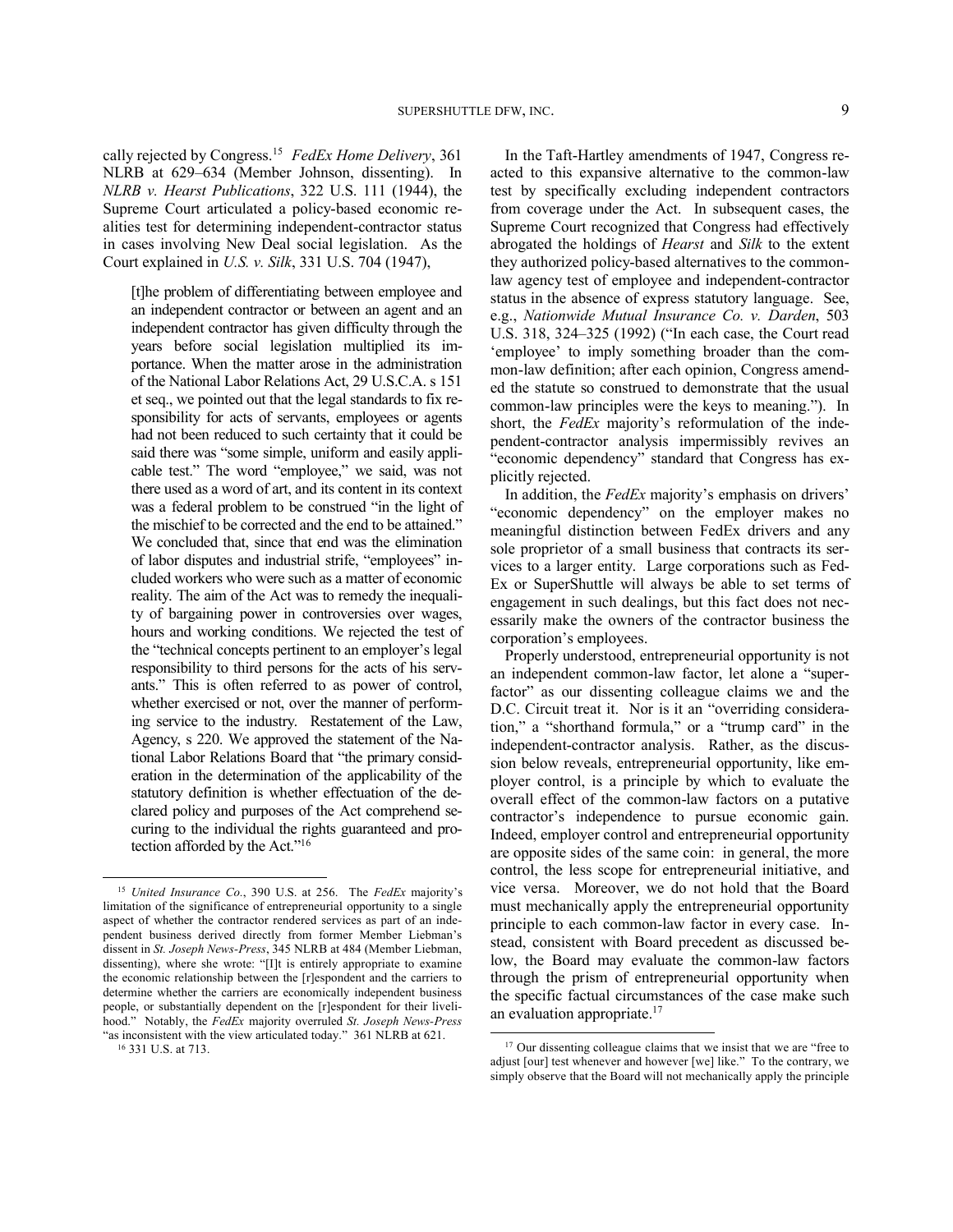cally rejected by Congress.[15] *FedEx Home Delivery*, 361 NLRB at 629–634 (Member Johnson, dissenting). In *NLRB v. Hearst Publications*, 322 U.S. 111 (1944), the Supreme Court articulated a policy-based economic realities test for determining independent-contractor status in cases involving New Deal social legislation. As the Court explained in *U.S. v. Silk*, 331 U.S. 704 (1947),

> [t]he problem of differentiating between employee and an independent contractor or between an agent and an independent contractor has given difficulty through the years before social legislation multiplied its importance. When the matter arose in the administration of the National Labor Relations Act, 29 U.S.C.A. s 151 et seq., we pointed out that the legal standards to fix responsibility for acts of servants, employees or agents had not been reduced to such certainty that it could be said there was "some simple, uniform and easily applicable test." The word "employee," we said, was not there used as a word of art, and its content in its context was a federal problem to be construed "in the light of the mischief to be corrected and the end to be attained." We concluded that, since that end was the elimination of labor disputes and industrial strife, "employees" included workers who were such as a matter of economic reality. The aim of the Act was to remedy the inequality of bargaining power in controversies over wages, hours and working conditions. We rejected the test of the "technical concepts pertinent to an employer's legal responsibility to third persons for the acts of his servants." This is often referred to as power of control, whether exercised or not, over the manner of performing service to the industry. Restatement of the Law, Agency, s 220. We approved the statement of the National Labor Relations Board that "the primary consideration in the determination of the applicability of the statutory definition is whether effectuation of the declared policy and purposes of the Act comprehend securing to the individual the rights guaranteed and protection afforded by the Act."[16]

In the Taft-Hartley amendments of 1947, Congress reacted to this expansive alternative to the common-law test by specifically excluding independent contractors from coverage under the Act. In subsequent cases, the Supreme Court recognized that Congress had effectively abrogated the holdings of *Hearst* and *Silk* to the extent they authorized policy-based alternatives to the common-law agency test of employee and independent-contractor status in the absence of express statutory language. See, e.g., *Nationwide Mutual Insurance Co. v. Darden*, 503 U.S. 318, 324–325 (1992) ("In each case, the Court read 'employee' to imply something broader than the common-law definition; after each opinion, Congress amended the statute so construed to demonstrate that the usual common-law principles were the keys to meaning."). In short, the *FedEx* majority's reformulation of the independent-contractor analysis impermissibly revives an "economic dependency" standard that Congress has explicitly rejected.

In addition, the *FedEx* majority's emphasis on drivers' "economic dependency" on the employer makes no meaningful distinction between FedEx drivers and any sole proprietor of a small business that contracts its services to a larger entity. Large corporations such as FedEx or SuperShuttle will always be able to set terms of engagement in such dealings, but this fact does not necessarily make the owners of the contractor business the corporation's employees.

Properly understood, entrepreneurial opportunity is not an independent common-law factor, let alone a "super-factor" as our dissenting colleague claims we and the D.C. Circuit treat it. Nor is it an "overriding consideration," a "shorthand formula," or a "trump card" in the independent-contractor analysis. Rather, as the discussion below reveals, entrepreneurial opportunity, like employer control, is a principle by which to evaluate the overall effect of the common-law factors on a putative contractor's independence to pursue economic gain. Indeed, employer control and entrepreneurial opportunity are opposite sides of the same coin: in general, the more control, the less scope for entrepreneurial initiative, and vice versa. Moreover, we do not hold that the Board must mechanically apply the entrepreneurial opportunity principle to each common-law factor in every case. Instead, consistent with Board precedent as discussed below, the Board may evaluate the common-law factors through the prism of entrepreneurial opportunity when the specific factual circumstances of the case make such an evaluation appropriate.[17]

---

[15] *United Insurance Co.*, 390 U.S. at 256. The *FedEx* majority's limitation of the significance of entrepreneurial opportunity to a single aspect of whether the contractor rendered services as part of an independent business derived directly from former Member Liebman's dissent in *St. Joseph News-Press*, 345 NLRB at 484 (Member Liebman, dissenting), where she wrote: "[I]t is entirely appropriate to examine the economic relationship between the [r]espondent and the carriers to determine whether the carriers are economically independent business people, or substantially dependent on the [r]espondent for their livelihood." Notably, the *FedEx* majority overruled *St. Joseph News-Press* "as inconsistent with the view articulated today." 361 NLRB at 621.

[16] 331 U.S. at 713.

[17] Our dissenting colleague claims that we insist that we are "free to adjust [our] test whenever and however [we] like." To the contrary, we simply observe that the Board will not mechanically apply the principle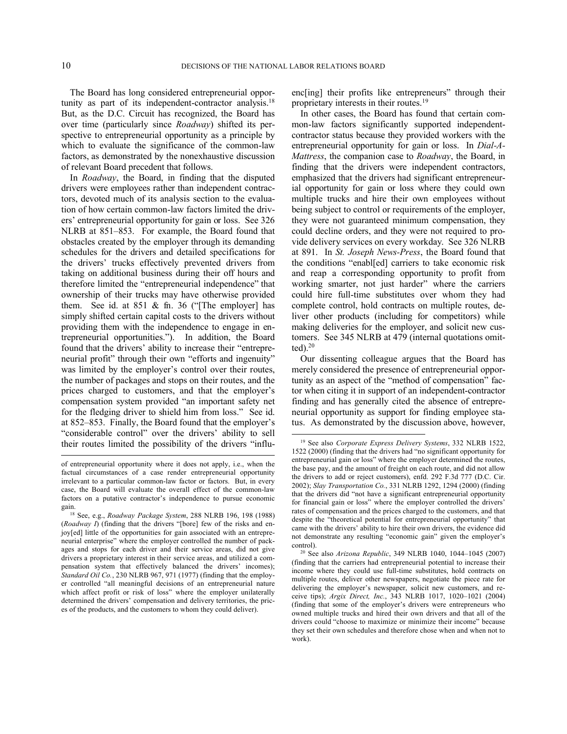The Board has long considered entrepreneurial opportunity as part of its independent-contractor analysis.[18] But, as the D.C. Circuit has recognized, the Board has over time (particularly since *Roadway*) shifted its perspective to entrepreneurial opportunity as a principle by which to evaluate the significance of the common-law factors, as demonstrated by the nonexhaustive discussion of relevant Board precedent that follows.

In *Roadway*, the Board, in finding that the disputed drivers were employees rather than independent contractors, devoted much of its analysis section to the evaluation of how certain common-law factors limited the drivers' entrepreneurial opportunity for gain or loss. See 326 NLRB at 851–853. For example, the Board found that obstacles created by the employer through its demanding schedules for the drivers and detailed specifications for the drivers' trucks effectively prevented drivers from taking on additional business during their off hours and therefore limited the "entrepreneurial independence" that ownership of their trucks may have otherwise provided them. See id. at 851 & fn. 36 ("[The employer] has simply shifted certain capital costs to the drivers without providing them with the independence to engage in entrepreneurial opportunities."). In addition, the Board found that the drivers' ability to increase their "entrepreneurial profit" through their own "efforts and ingenuity" was limited by the employer's control over their routes, the number of packages and stops on their routes, and the prices charged to customers, and that the employer's compensation system provided "an important safety net for the fledging driver to shield him from loss." See id. at 852–853. Finally, the Board found that the employer's "considerable control" over the drivers' ability to sell their routes limited the possibility of the drivers "influenc[ing] their profits like entrepreneurs" through their proprietary interests in their routes.[19]

In other cases, the Board has found that certain common-law factors significantly supported independent-contractor status because they provided workers with the entrepreneurial opportunity for gain or loss. In *Dial-A-Mattress*, the companion case to *Roadway*, the Board, in finding that the drivers were independent contractors, emphasized that the drivers had significant entrepreneurial opportunity for gain or loss where they could own multiple trucks and hire their own employees without being subject to control or requirements of the employer, they were not guaranteed minimum compensation, they could decline orders, and they were not required to provide delivery services on every workday. See 326 NLRB at 891. In *St. Joseph News-Press*, the Board found that the conditions "enabl[ed] carriers to take economic risk and reap a corresponding opportunity to profit from working smarter, not just harder" where the carriers could hire full-time substitutes over whom they had complete control, hold contracts on multiple routes, deliver other products (including for competitors) while making deliveries for the employer, and solicit new customers. See 345 NLRB at 479 (internal quotations omitted).[20]

Our dissenting colleague argues that the Board has merely considered the presence of entrepreneurial opportunity as an aspect of the "method of compensation" factor when citing it in support of an independent-contractor finding and has generally cited the absence of entrepreneurial opportunity as support for finding employee status. As demonstrated by the discussion above, however,

---

of entrepreneurial opportunity where it does not apply, i.e., when the factual circumstances of a case render entrepreneurial opportunity irrelevant to a particular common-law factor or factors. But, in every case, the Board will evaluate the overall effect of the common-law factors on a putative contractor's independence to pursue economic gain.

[18] See, e.g., *Roadway Package System*, 288 NLRB 196, 198 (1988) (*Roadway I*) (finding that the drivers "[bore] few of the risks and enjoy[ed] little of the opportunities for gain associated with an entrepreneurial enterprise" where the employer controlled the number of packages and stops for each driver and their service areas, did not give drivers a proprietary interest in their service areas, and utilized a compensation system that effectively balanced the drivers' incomes); *Standard Oil Co.*, 230 NLRB 967, 971 (1977) (finding that the employer controlled "all meaningful decisions of an entrepreneurial nature which affect profit or risk of loss" where the employer unilaterally determined the drivers' compensation and delivery territories, the prices of the products, and the customers to whom they could deliver).

[19] See also *Corporate Express Delivery Systems*, 332 NLRB 1522, 1522 (2000) (finding that the drivers had "no significant opportunity for entrepreneurial gain or loss" where the employer determined the routes, the base pay, and the amount of freight on each route, and did not allow the drivers to add or reject customers), enfd. 292 F.3d 777 (D.C. Cir. 2002); *Slay Transportation Co.*, 331 NLRB 1292, 1294 (2000) (finding that the drivers did "not have a significant entrepreneurial opportunity for financial gain or loss" where the employer controlled the drivers' rates of compensation and the prices charged to the customers, and that despite the "theoretical potential for entrepreneurial opportunity" that came with the drivers' ability to hire their own drivers, the evidence did not demonstrate any resulting "economic gain" given the employer's control).

[20] See also *Arizona Republic*, 349 NLRB 1040, 1044–1045 (2007) (finding that the carriers had entrepreneurial potential to increase their income where they could use full-time substitutes, hold contracts on multiple routes, deliver other newspapers, negotiate the piece rate for delivering the employer's newspaper, solicit new customers, and receive tips); *Argix Direct, Inc.*, 343 NLRB 1017, 1020–1021 (2004) (finding that some of the employer's drivers were entrepreneurs who owned multiple trucks and hired their own drivers and that all of the drivers could "choose to maximize or minimize their income" because they set their own schedules and therefore chose when and when not to work).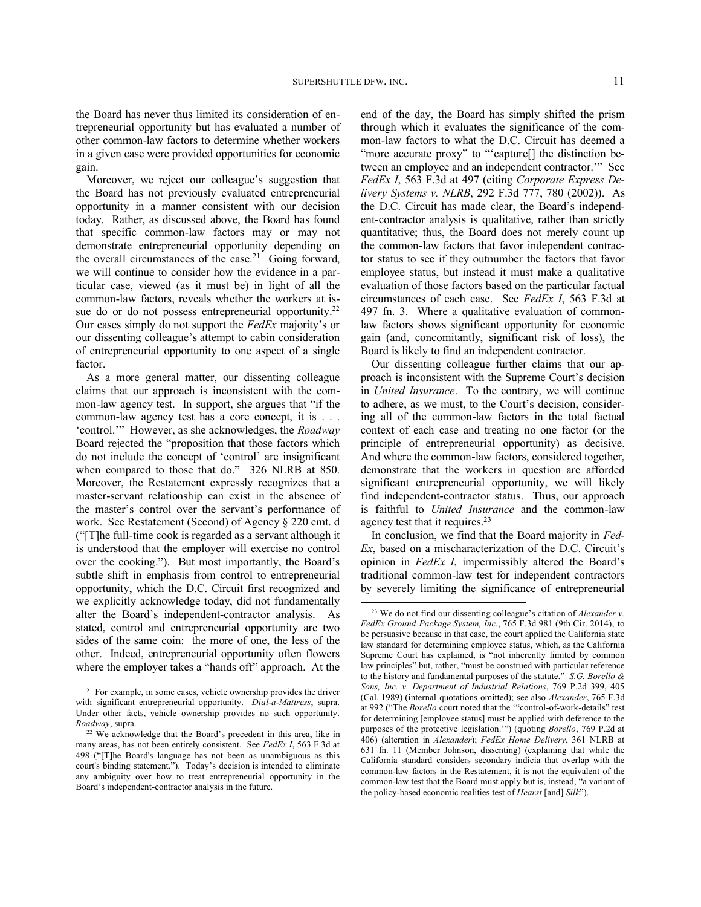the Board has never thus limited its consideration of entrepreneurial opportunity but has evaluated a number of other common-law factors to determine whether workers in a given case were provided opportunities for economic gain.

Moreover, we reject our colleague's suggestion that the Board has not previously evaluated entrepreneurial opportunity in a manner consistent with our decision today. Rather, as discussed above, the Board has found that specific common-law factors may or may not demonstrate entrepreneurial opportunity depending on the overall circumstances of the case.[21] Going forward, we will continue to consider how the evidence in a particular case, viewed (as it must be) in light of all the common-law factors, reveals whether the workers at issue do or do not possess entrepreneurial opportunity.[22] Our cases simply do not support the *FedEx* majority's or our dissenting colleague's attempt to cabin consideration of entrepreneurial opportunity to one aspect of a single factor.

As a more general matter, our dissenting colleague claims that our approach is inconsistent with the common-law agency test. In support, she argues that "if the common-law agency test has a core concept, it is . . . 'control.'" However, as she acknowledges, the *Roadway* Board rejected the "proposition that those factors which do not include the concept of 'control' are insignificant when compared to those that do." 326 NLRB at 850. Moreover, the Restatement expressly recognizes that a master-servant relationship can exist in the absence of the master's control over the servant's performance of work. See Restatement (Second) of Agency § 220 cmt. d ("[T]he full-time cook is regarded as a servant although it is understood that the employer will exercise no control over the cooking."). But most importantly, the Board's subtle shift in emphasis from control to entrepreneurial opportunity, which the D.C. Circuit first recognized and we explicitly acknowledge today, did not fundamentally alter the Board's independent-contractor analysis. As stated, control and entrepreneurial opportunity are two sides of the same coin: the more of one, the less of the other. Indeed, entrepreneurial opportunity often flowers where the employer takes a "hands off" approach. At the end of the day, the Board has simply shifted the prism through which it evaluates the significance of the common-law factors to what the D.C. Circuit has deemed a "more accurate proxy" to "'capture[] the distinction between an employee and an independent contractor.'" See *FedEx I*, 563 F.3d at 497 (citing *Corporate Express Delivery Systems v. NLRB*, 292 F.3d 777, 780 (2002)). As the D.C. Circuit has made clear, the Board's independent-contractor analysis is qualitative, rather than strictly quantitative; thus, the Board does not merely count up the common-law factors that favor independent contractor status to see if they outnumber the factors that favor employee status, but instead it must make a qualitative evaluation of those factors based on the particular factual circumstances of each case. See *FedEx I*, 563 F.3d at 497 fn. 3. Where a qualitative evaluation of common-law factors shows significant opportunity for economic gain (and, concomitantly, significant risk of loss), the Board is likely to find an independent contractor.

Our dissenting colleague further claims that our approach is inconsistent with the Supreme Court's decision in *United Insurance*. To the contrary, we will continue to adhere, as we must, to the Court's decision, considering all of the common-law factors in the total factual context of each case and treating no one factor (or the principle of entrepreneurial opportunity) as decisive. And where the common-law factors, considered together, demonstrate that the workers in question are afforded significant entrepreneurial opportunity, we will likely find independent-contractor status. Thus, our approach is faithful to *United Insurance* and the common-law agency test that it requires.[23]

In conclusion, we find that the Board majority in *FedEx*, based on a mischaracterization of the D.C. Circuit's opinion in *FedEx I*, impermissibly altered the Board's traditional common-law test for independent contractors by severely limiting the significance of entrepreneurial

---

[21] For example, in some cases, vehicle ownership provides the driver with significant entrepreneurial opportunity. *Dial-a-Mattress*, supra. Under other facts, vehicle ownership provides no such opportunity. *Roadway*, supra.

[22] We acknowledge that the Board's precedent in this area, like in many areas, has not been entirely consistent. See *FedEx I*, 563 F.3d at 498 ("[T]he Board's language has not been as unambiguous as this court's binding statement."). Today's decision is intended to eliminate any ambiguity over how to treat entrepreneurial opportunity in the Board's independent-contractor analysis in the future.

[23] We do not find our dissenting colleague's citation of *Alexander v. FedEx Ground Package System, Inc.*, 765 F.3d 981 (9th Cir. 2014), to be persuasive because in that case, the court applied the California state law standard for determining employee status, which, as the California Supreme Court has explained, is "not inherently limited by common law principles" but, rather, "must be construed with particular reference to the history and fundamental purposes of the statute." *S.G. Borello & Sons, Inc. v. Department of Industrial Relations*, 769 P.2d 399, 405 (Cal. 1989) (internal quotations omitted); see also *Alexander*, 765 F.3d at 992 ("The *Borello* court noted that the '"control-of-work-details" test for determining [employee status] must be applied with deference to the purposes of the protective legislation.'") (quoting *Borello*, 769 P.2d at 406) (alteration in *Alexander*); *FedEx Home Delivery*, 361 NLRB at 631 fn. 11 (Member Johnson, dissenting) (explaining that while the California standard considers secondary indicia that overlap with the common-law factors in the Restatement, it is not the equivalent of the common-law test that the Board must apply but is, instead, "a variant of the policy-based economic realities test of *Hearst* [and] *Silk*").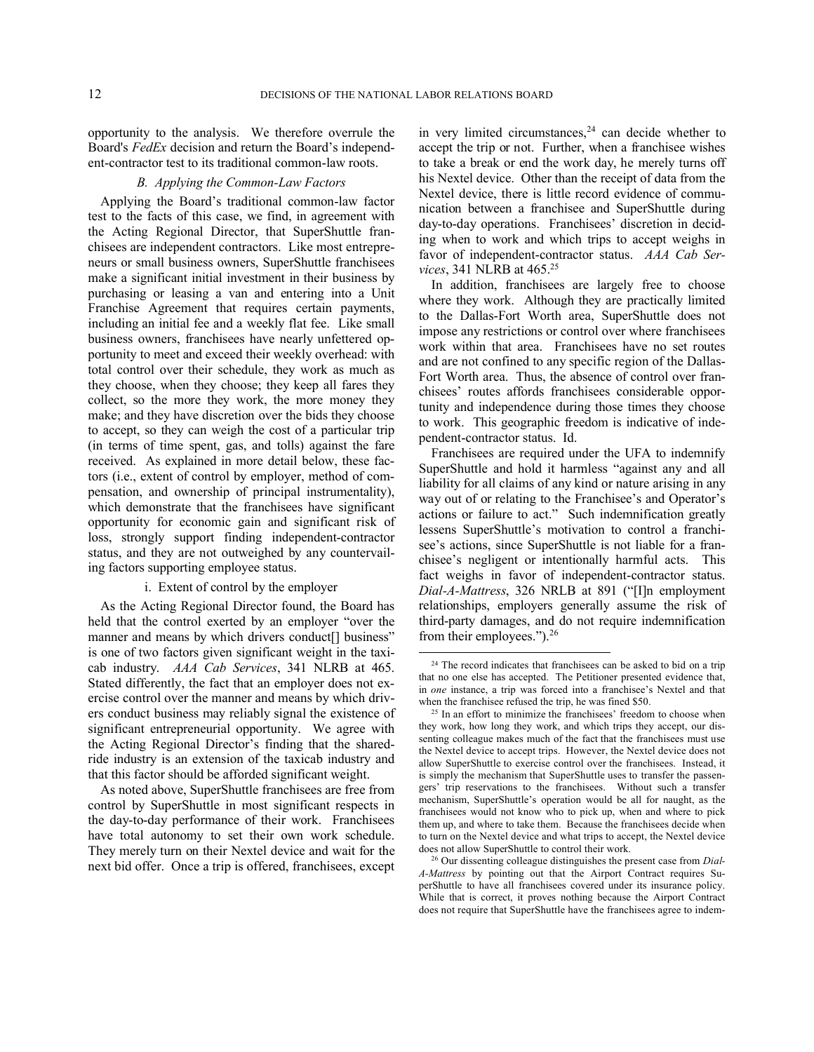opportunity to the analysis. We therefore overrule the Board's *FedEx* decision and return the Board's independent-contractor test to its traditional common-law roots.

### *B. Applying the Common-Law Factors*

Applying the Board's traditional common-law factor test to the facts of this case, we find, in agreement with the Acting Regional Director, that SuperShuttle franchisees are independent contractors. Like most entrepreneurs or small business owners, SuperShuttle franchisees make a significant initial investment in their business by purchasing or leasing a van and entering into a Unit Franchise Agreement that requires certain payments, including an initial fee and a weekly flat fee. Like small business owners, franchisees have nearly unfettered opportunity to meet and exceed their weekly overhead: with total control over their schedule, they work as much as they choose, when they choose; they keep all fares they collect, so the more they work, the more money they make; and they have discretion over the bids they choose to accept, so they can weigh the cost of a particular trip (in terms of time spent, gas, and tolls) against the fare received. As explained in more detail below, these factors (i.e., extent of control by employer, method of compensation, and ownership of principal instrumentality), which demonstrate that the franchisees have significant opportunity for economic gain and significant risk of loss, strongly support finding independent-contractor status, and they are not outweighed by any countervailing factors supporting employee status.

#### i. Extent of control by the employer

As the Acting Regional Director found, the Board has held that the control exerted by an employer "over the manner and means by which drivers conduct[] business" is one of two factors given significant weight in the taxicab industry. *AAA Cab Services*, 341 NLRB at 465. Stated differently, the fact that an employer does not exercise control over the manner and means by which drivers conduct business may reliably signal the existence of significant entrepreneurial opportunity. We agree with the Acting Regional Director's finding that the shared-ride industry is an extension of the taxicab industry and that this factor should be afforded significant weight.

As noted above, SuperShuttle franchisees are free from control by SuperShuttle in most significant respects in the day-to-day performance of their work. Franchisees have total autonomy to set their own work schedule. They merely turn on their Nextel device and wait for the next bid offer. Once a trip is offered, franchisees, except in very limited circumstances,[24] can decide whether to accept the trip or not. Further, when a franchisee wishes to take a break or end the work day, he merely turns off his Nextel device. Other than the receipt of data from the Nextel device, there is little record evidence of communication between a franchisee and SuperShuttle during day-to-day operations. Franchisees' discretion in deciding when to work and which trips to accept weighs in favor of independent-contractor status. *AAA Cab Services*, 341 NLRB at 465.[25]

In addition, franchisees are largely free to choose where they work. Although they are practically limited to the Dallas-Fort Worth area, SuperShuttle does not impose any restrictions or control over where franchisees work within that area. Franchisees have no set routes and are not confined to any specific region of the Dallas-Fort Worth area. Thus, the absence of control over franchisees' routes affords franchisees considerable opportunity and independence during those times they choose to work. This geographic freedom is indicative of independent-contractor status. Id.

Franchisees are required under the UFA to indemnify SuperShuttle and hold it harmless "against any and all liability for all claims of any kind or nature arising in any way out of or relating to the Franchisee's and Operator's actions or failure to act." Such indemnification greatly lessens SuperShuttle's motivation to control a franchisee's actions, since SuperShuttle is not liable for a franchisee's negligent or intentionally harmful acts. This fact weighs in favor of independent-contractor status. *Dial-A-Mattress*, 326 NRLB at 891 ("[I]n employment relationships, employers generally assume the risk of third-party damages, and do not require indemnification from their employees.").[26]

---

[24] The record indicates that franchisees can be asked to bid on a trip that no one else has accepted. The Petitioner presented evidence that, in *one* instance, a trip was forced into a franchisee's Nextel and that when the franchisee refused the trip, he was fined $50.

[25] In an effort to minimize the franchisees' freedom to choose when they work, how long they work, and which trips they accept, our dissenting colleague makes much of the fact that the franchisees must use the Nextel device to accept trips. However, the Nextel device does not allow SuperShuttle to exercise control over the franchisees. Instead, it is simply the mechanism that SuperShuttle uses to transfer the passengers' trip reservations to the franchisees. Without such a transfer mechanism, SuperShuttle's operation would be all for naught, as the franchisees would not know who to pick up, when and where to pick them up, and where to take them. Because the franchisees decide when to turn on the Nextel device and what trips to accept, the Nextel device does not allow SuperShuttle to control their work.

[26] Our dissenting colleague distinguishes the present case from *Dial-A-Mattress* by pointing out that the Airport Contract requires SuperShuttle to have all franchisees covered under its insurance policy. While that is correct, it proves nothing because the Airport Contract does not require that SuperShuttle have the franchisees agree to indem-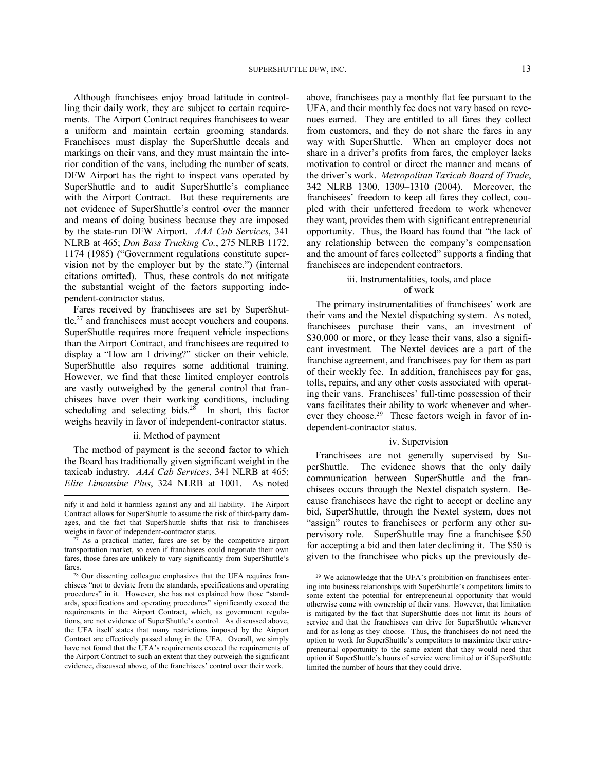Although franchisees enjoy broad latitude in controlling their daily work, they are subject to certain requirements. The Airport Contract requires franchisees to wear a uniform and maintain certain grooming standards. Franchisees must display the SuperShuttle decals and markings on their vans, and they must maintain the interior condition of the vans, including the number of seats. DFW Airport has the right to inspect vans operated by SuperShuttle and to audit SuperShuttle's compliance with the Airport Contract. But these requirements are not evidence of SuperShuttle's control over the manner and means of doing business because they are imposed by the state-run DFW Airport. *AAA Cab Services*, 341 NLRB at 465; *Don Bass Trucking Co.*, 275 NLRB 1172, 1174 (1985) ("Government regulations constitute supervision not by the employer but by the state.") (internal citations omitted). Thus, these controls do not mitigate the substantial weight of the factors supporting independent-contractor status.

Fares received by franchisees are set by SuperShuttle,[27] and franchisees must accept vouchers and coupons. SuperShuttle requires more frequent vehicle inspections than the Airport Contract, and franchisees are required to display a "How am I driving?" sticker on their vehicle. SuperShuttle also requires some additional training. However, we find that these limited employer controls are vastly outweighed by the general control that franchisees have over their working conditions, including scheduling and selecting bids.[28] In short, this factor weighs heavily in favor of independent-contractor status.

#### ii. Method of payment

The method of payment is the second factor to which the Board has traditionally given significant weight in the taxicab industry. *AAA Cab Services*, 341 NLRB at 465; *Elite Limousine Plus*, 324 NLRB at 1001. As noted above, franchisees pay a monthly flat fee pursuant to the UFA, and their monthly fee does not vary based on revenues earned. They are entitled to all fares they collect from customers, and they do not share the fares in any way with SuperShuttle. When an employer does not share in a driver's profits from fares, the employer lacks motivation to control or direct the manner and means of the driver's work. *Metropolitan Taxicab Board of Trade*, 342 NLRB 1300, 1309–1310 (2004). Moreover, the franchisees' freedom to keep all fares they collect, coupled with their unfettered freedom to work whenever they want, provides them with significant entrepreneurial opportunity. Thus, the Board has found that "the lack of any relationship between the company's compensation and the amount of fares collected" supports a finding that franchisees are independent contractors.

#### iii. Instrumentalities, tools, and place of work

The primary instrumentalities of franchisees' work are their vans and the Nextel dispatching system. As noted, franchisees purchase their vans, an investment of $30,000 or more, or they lease their vans, also a significant investment. The Nextel devices are a part of the franchise agreement, and franchisees pay for them as part of their weekly fee. In addition, franchisees pay for gas, tolls, repairs, and any other costs associated with operating their vans. Franchisees' full-time possession of their vans facilitates their ability to work whenever and wherever they choose.[29] These factors weigh in favor of independent-contractor status.

#### iv. Supervision

Franchisees are not generally supervised by SuperShuttle. The evidence shows that the only daily communication between SuperShuttle and the franchisees occurs through the Nextel dispatch system. Because franchisees have the right to accept or decline any bid, SuperShuttle, through the Nextel system, does not "assign" routes to franchisees or perform any other supervisory role. SuperShuttle may fine a franchisee $50 for accepting a bid and then later declining it. The $50 is given to the franchisee who picks up the previously de-

---

nify it and hold it harmless against any and all liability. The Airport Contract allows for SuperShuttle to assume the risk of third-party damages, and the fact that SuperShuttle shifts that risk to franchisees weighs in favor of independent-contractor status.

[27] As a practical matter, fares are set by the competitive airport transportation market, so even if franchisees could negotiate their own fares, those fares are unlikely to vary significantly from SuperShuttle's fares.

[28] Our dissenting colleague emphasizes that the UFA requires franchisees "not to deviate from the standards, specifications and operating procedures" in it. However, she has not explained how those "standards, specifications and operating procedures" significantly exceed the requirements in the Airport Contract, which, as government regulations, are not evidence of SuperShuttle's control. As discussed above, the UFA itself states that many restrictions imposed by the Airport Contract are effectively passed along in the UFA. Overall, we simply have not found that the UFA's requirements exceed the requirements of the Airport Contract to such an extent that they outweigh the significant evidence, discussed above, of the franchisees' control over their work.

[29] We acknowledge that the UFA's prohibition on franchisees entering into business relationships with SuperShuttle's competitors limits to some extent the potential for entrepreneurial opportunity that would otherwise come with ownership of their vans. However, that limitation is mitigated by the fact that SuperShuttle does not limit its hours of service and that the franchisees can drive for SuperShuttle whenever and for as long as they choose. Thus, the franchisees do not need the option to work for SuperShuttle's competitors to maximize their entrepreneurial opportunity to the same extent that they would need that option if SuperShuttle's hours of service were limited or if SuperShuttle limited the number of hours that they could drive.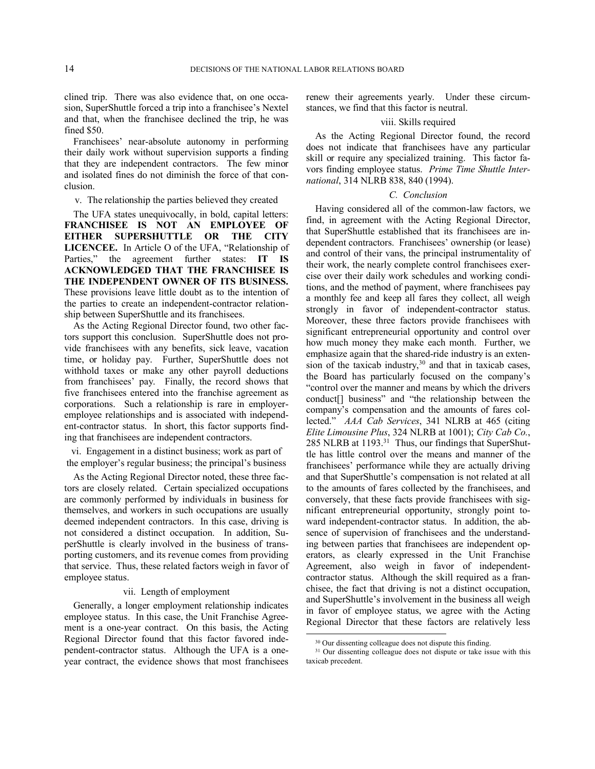clined trip. There was also evidence that, on one occasion, SuperShuttle forced a trip into a franchisee's Nextel and that, when the franchisee declined the trip, he was fined $50.

Franchisees' near-absolute autonomy in performing their daily work without supervision supports a finding that they are independent contractors. The few minor and isolated fines do not diminish the force of that conclusion.

v. The relationship the parties believed they created

The UFA states unequivocally, in bold, capital letters: **FRANCHISEE IS NOT AN EMPLOYEE OF EITHER SUPERSHUTTLE OR THE CITY LICENCEE.** In Article O of the UFA, "Relationship of Parties," the agreement further states: **IT IS ACKNOWLEDGED THAT THE FRANCHISEE IS THE INDEPENDENT OWNER OF ITS BUSINESS.** These provisions leave little doubt as to the intention of the parties to create an independent-contractor relationship between SuperShuttle and its franchisees.

As the Acting Regional Director found, two other factors support this conclusion. SuperShuttle does not provide franchisees with any benefits, sick leave, vacation time, or holiday pay. Further, SuperShuttle does not withhold taxes or make any other payroll deductions from franchisees' pay. Finally, the record shows that five franchisees entered into the franchise agreement as corporations. Such a relationship is rare in employer-employee relationships and is associated with independent-contractor status. In short, this factor supports finding that franchisees are independent contractors.

vi. Engagement in a distinct business; work as part of the employer's regular business; the principal's business

As the Acting Regional Director noted, these three factors are closely related. Certain specialized occupations are commonly performed by individuals in business for themselves, and workers in such occupations are usually deemed independent contractors. In this case, driving is not considered a distinct occupation. In addition, SuperShuttle is clearly involved in the business of transporting customers, and its revenue comes from providing that service. Thus, these related factors weigh in favor of employee status.

vii. Length of employment

Generally, a longer employment relationship indicates employee status. In this case, the Unit Franchise Agreement is a one-year contract. On this basis, the Acting Regional Director found that this factor favored independent-contractor status. Although the UFA is a one-year contract, the evidence shows that most franchisees renew their agreements yearly. Under these circumstances, we find that this factor is neutral.

viii. Skills required

As the Acting Regional Director found, the record does not indicate that franchisees have any particular skill or require any specialized training. This factor favors finding employee status. *Prime Time Shuttle International*, 314 NLRB 838, 840 (1994).

### *C. Conclusion*

Having considered all of the common-law factors, we find, in agreement with the Acting Regional Director, that SuperShuttle established that its franchisees are independent contractors. Franchisees' ownership (or lease) and control of their vans, the principal instrumentality of their work, the nearly complete control franchisees exercise over their daily work schedules and working conditions, and the method of payment, where franchisees pay a monthly fee and keep all fares they collect, all weigh strongly in favor of independent-contractor status. Moreover, these three factors provide franchisees with significant entrepreneurial opportunity and control over how much money they make each month. Further, we emphasize again that the shared-ride industry is an extension of the taxicab industry,[30] and that in taxicab cases, the Board has particularly focused on the company's "control over the manner and means by which the drivers conduct[] business" and "the relationship between the company's compensation and the amounts of fares collected." *AAA Cab Services*, 341 NLRB at 465 (citing *Elite Limousine Plus*, 324 NLRB at 1001); *City Cab Co.*, 285 NLRB at 1193.[31] Thus, our findings that SuperShuttle has little control over the means and manner of the franchisees' performance while they are actually driving and that SuperShuttle's compensation is not related at all to the amounts of fares collected by the franchisees, and conversely, that these facts provide franchisees with significant entrepreneurial opportunity, strongly point toward independent-contractor status. In addition, the absence of supervision of franchisees and the understanding between parties that franchisees are independent operators, as clearly expressed in the Unit Franchise Agreement, also weigh in favor of independent-contractor status. Although the skill required as a franchisee, the fact that driving is not a distinct occupation, and SuperShuttle's involvement in the business all weigh in favor of employee status, we agree with the Acting Regional Director that these factors are relatively less

---

[30] Our dissenting colleague does not dispute this finding.

[31] Our dissenting colleague does not dispute or take issue with this taxicab precedent.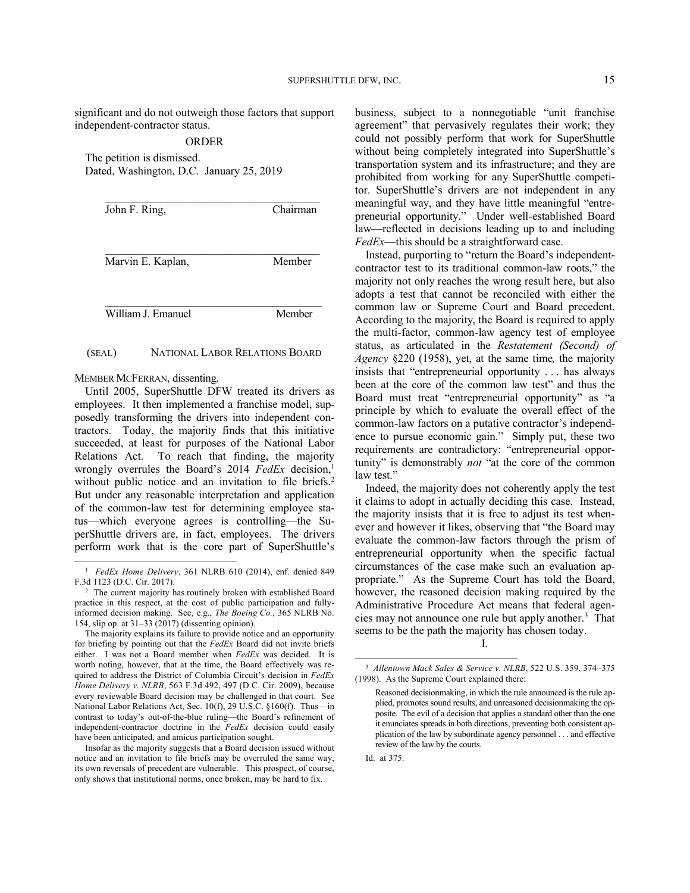significant and do not outweigh those factors that support independent-contractor status.

ORDER

The petition is dismissed.

Dated, Washington, D.C. January 25, 2019

John F. Ring, Chairman

Marvin E. Kaplan, Member

William J. Emanuel Member

(SEAL) NATIONAL LABOR RELATIONS BOARD

MEMBER MCFERRAN, dissenting.

Until 2005, SuperShuttle DFW treated its drivers as employees. It then implemented a franchise model, supposedly transforming the drivers into independent contractors. Today, the majority finds that this initiative succeeded, at least for purposes of the National Labor Relations Act. To reach that finding, the majority wrongly overrules the Board's 2014 *FedEx* decision,[1] without public notice and an invitation to file briefs.[2] But under any reasonable interpretation and application of the common-law test for determining employee status—which everyone agrees is controlling—the SuperShuttle drivers are, in fact, employees. The drivers perform work that is the core part of SuperShuttle's business, subject to a nonnegotiable "unit franchise agreement" that pervasively regulates their work; they could not possibly perform that work for SuperShuttle without being completely integrated into SuperShuttle's transportation system and its infrastructure; and they are prohibited from working for any SuperShuttle competitor. SuperShuttle's drivers are not independent in any meaningful way, and they have little meaningful "entrepreneurial opportunity." Under well-established Board law—reflected in decisions leading up to and including *FedEx*—this should be a straightforward case.

Instead, purporting to "return the Board's independent-contractor test to its traditional common-law roots," the majority not only reaches the wrong result here, but also adopts a test that cannot be reconciled with either the common law or Supreme Court and Board precedent. According to the majority, the Board is required to apply the multi-factor, common-law agency test of employee status, as articulated in the *Restatement (Second) of Agency* §220 (1958), yet, at the same time, the majority insists that "entrepreneurial opportunity . . . has always been at the core of the common law test" and thus the Board must treat "entrepreneurial opportunity" as "a principle by which to evaluate the overall effect of the common-law factors on a putative contractor's independence to pursue economic gain." Simply put, these two requirements are contradictory: "entrepreneurial opportunity" is demonstrably *not* "at the core of the common law test."

Indeed, the majority does not coherently apply the test it claims to adopt in actually deciding this case. Instead, the majority insists that it is free to adjust its test whenever and however it likes, observing that "the Board may evaluate the common-law factors through the prism of entrepreneurial opportunity when the specific factual circumstances of the case make such an evaluation appropriate." As the Supreme Court has told the Board, however, the reasoned decision making required by the Administrative Procedure Act means that federal agencies may not announce one rule but apply another.[3] That seems to be the path the majority has chosen today.

I.

---

[1] *FedEx Home Delivery*, 361 NLRB 610 (2014), enf. denied 849 F.3d 1123 (D.C. Cir. 2017).

[2] The current majority has routinely broken with established Board practice in this respect, at the cost of public participation and fully-informed decision making. See, e.g., *The Boeing Co.*, 365 NLRB No. 154, slip op. at 31–33 (2017) (dissenting opinion).

The majority explains its failure to provide notice and an opportunity for briefing by pointing out that the *FedEx* Board did not invite briefs either. I was not a Board member when *FedEx* was decided. It is worth noting, however, that at the time, the Board effectively was required to address the District of Columbia Circuit's decision in *FedEx Home Delivery v. NLRB*, 563 F.3d 492, 497 (D.C. Cir. 2009), because every reviewable Board decision may be challenged in that court. See National Labor Relations Act, Sec. 10(f), 29 U.S.C. §160(f). Thus—in contrast to today's out-of-the-blue ruling—the Board's refinement of independent-contractor doctrine in the *FedEx* decision could easily have been anticipated, and amicus participation sought.

Insofar as the majority suggests that a Board decision issued without notice and an invitation to file briefs may be overruled the same way, its own reversals of precedent are vulnerable. This prospect, of course, only shows that institutional norms, once broken, may be hard to fix.

[3] *Allentown Mack Sales & Service v. NLRB*, 522 U.S. 359, 374–375 (1998). As the Supreme Court explained there:

> Reasoned decisionmaking, in which the rule announced is the rule applied, promotes sound results, and unreasoned decisionmaking the opposite. The evil of a decision that applies a standard other than the one it enunciates spreads in both directions, preventing both consistent application of the law by subordinate agency personnel . . . and effective review of the law by the courts.

Id. at 375.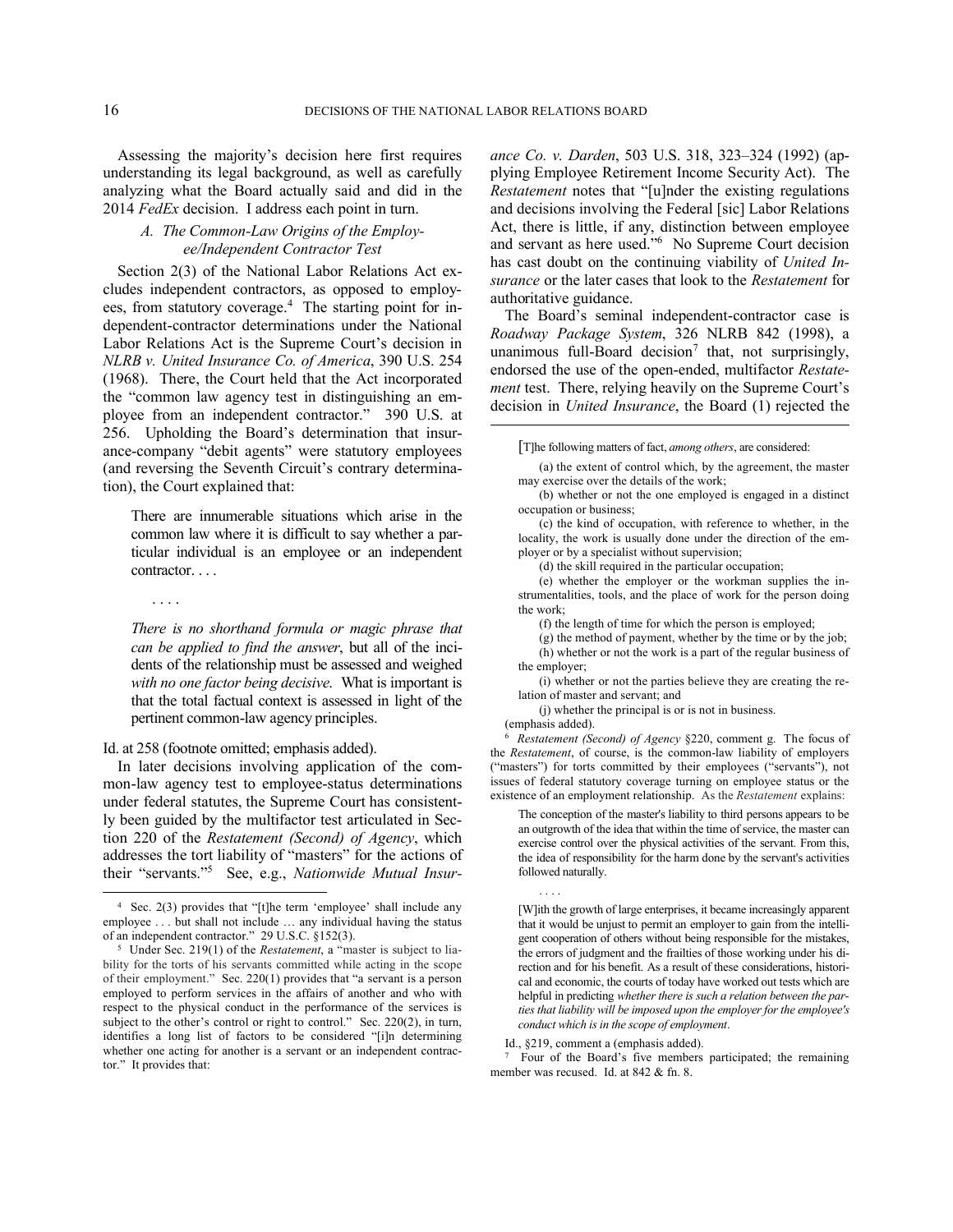Assessing the majority's decision here first requires understanding its legal background, as well as carefully analyzing what the Board actually said and did in the 2014 *FedEx* decision. I address each point in turn.

### *A. The Common-Law Origins of the Employee/Independent Contractor Test*

Section 2(3) of the National Labor Relations Act excludes independent contractors, as opposed to employees, from statutory coverage.[4] The starting point for independent-contractor determinations under the National Labor Relations Act is the Supreme Court's decision in *NLRB v. United Insurance Co. of America*, 390 U.S. 254 (1968). There, the Court held that the Act incorporated the "common law agency test in distinguishing an employee from an independent contractor." 390 U.S. at 256. Upholding the Board's determination that insurance-company "debit agents" were statutory employees (and reversing the Seventh Circuit's contrary determination), the Court explained that:

> There are innumerable situations which arise in the common law where it is difficult to say whether a particular individual is an employee or an independent contractor. . . .
>
> . . . .
>
> *There is no shorthand formula or magic phrase that can be applied to find the answer*, but all of the incidents of the relationship must be assessed and weighed *with no one factor being decisive.* What is important is that the total factual context is assessed in light of the pertinent common-law agency principles.

Id. at 258 (footnote omitted; emphasis added).

In later decisions involving application of the common-law agency test to employee-status determinations under federal statutes, the Supreme Court has consistently been guided by the multifactor test articulated in Section 220 of the *Restatement (Second) of Agency*, which addresses the tort liability of "masters" for the actions of their "servants."[5] See, e.g., *Nationwide Mutual Insurance Co. v. Darden*, 503 U.S. 318, 323–324 (1992) (applying Employee Retirement Income Security Act). The *Restatement* notes that "[u]nder the existing regulations and decisions involving the Federal [sic] Labor Relations Act, there is little, if any, distinction between employee and servant as here used."[6] No Supreme Court decision has cast doubt on the continuing viability of *United Insurance* or the later cases that look to the *Restatement* for authoritative guidance.

The Board's seminal independent-contractor case is *Roadway Package System*, 326 NLRB 842 (1998), a unanimous full-Board decision[7] that, not surprisingly, endorsed the use of the open-ended, multifactor *Restatement* test. There, relying heavily on the Supreme Court's decision in *United Insurance*, the Board (1) rejected the

---

[4] Sec. 2(3) provides that "[t]he term 'employee' shall include any employee . . . but shall not include … any individual having the status of an independent contractor." 29 U.S.C. §152(3).

[5] Under Sec. 219(1) of the *Restatement*, a "master is subject to liability for the torts of his servants committed while acting in the scope of their employment." Sec. 220(1) provides that "a servant is a person employed to perform services in the affairs of another and who with respect to the physical conduct in the performance of the services is subject to the other's control or right to control." Sec. 220(2), in turn, identifies a long list of factors to be considered "[i]n determining whether one acting for another is a servant or an independent contractor." It provides that:

> [T]he following matters of fact, *among others*, are considered:
>
> (a) the extent of control which, by the agreement, the master may exercise over the details of the work;
>
> (b) whether or not the one employed is engaged in a distinct occupation or business;
>
> (c) the kind of occupation, with reference to whether, in the locality, the work is usually done under the direction of the employer or by a specialist without supervision;
>
> (d) the skill required in the particular occupation;
>
> (e) whether the employer or the workman supplies the instrumentalities, tools, and the place of work for the person doing the work;
>
> (f) the length of time for which the person is employed;
>
> (g) the method of payment, whether by the time or by the job;
>
> (h) whether or not the work is a part of the regular business of the employer;
>
> (i) whether or not the parties believe they are creating the relation of master and servant; and
>
> (j) whether the principal is or is not in business.

(emphasis added).

[6] *Restatement (Second) of Agency* §220, comment g. The focus of the *Restatement*, of course, is the common-law liability of employers ("masters") for torts committed by their employees ("servants"), not issues of federal statutory coverage turning on employee status or the existence of an employment relationship. As the *Restatement* explains:

> The conception of the master's liability to third persons appears to be an outgrowth of the idea that within the time of service, the master can exercise control over the physical activities of the servant. From this, the idea of responsibility for the harm done by the servant's activities followed naturally.
>
> . . . .
>
> [W]ith the growth of large enterprises, it became increasingly apparent that it would be unjust to permit an employer to gain from the intelligent cooperation of others without being responsible for the mistakes, the errors of judgment and the frailties of those working under his direction and for his benefit. As a result of these considerations, historical and economic, the courts of today have worked out tests which are helpful in predicting *whether there is such a relation between the parties that liability will be imposed upon the employer for the employee's conduct which is in the scope of employment*.

Id., §219, comment a (emphasis added).

[7] Four of the Board's five members participated; the remaining member was recused. Id. at 842 & fn. 8.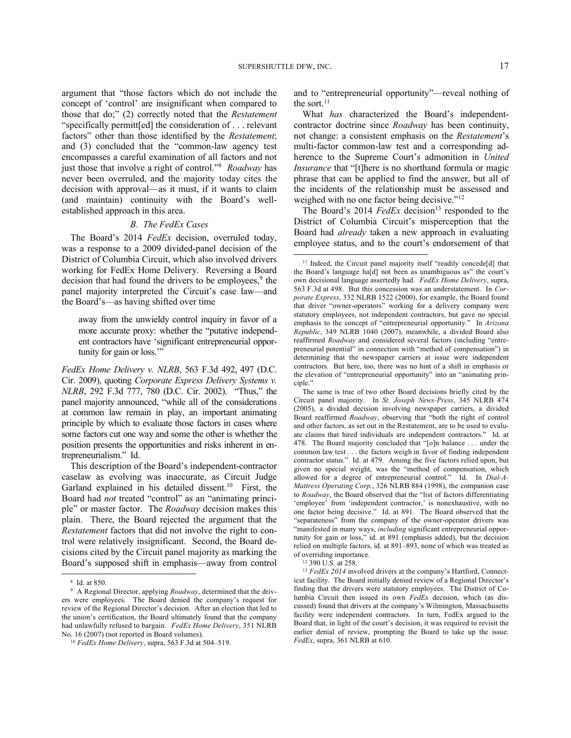argument that "those factors which do not include the concept of 'control' are insignificant when compared to those that do;" (2) correctly noted that the *Restatement* "specifically permitt[ed] the consideration of . . . relevant factors" other than those identified by the *Restatement*; and (3) concluded that the "common-law agency test encompasses a careful examination of all factors and not just those that involve a right of control."[8] *Roadway* has never been overruled, and the majority today cites the decision with approval—as it must, if it wants to claim (and maintain) continuity with the Board's well-established approach in this area.

### *B. The FedEx Cases*

The Board's 2014 *FedEx* decision, overruled today, was a response to a 2009 divided-panel decision of the District of Columbia Circuit, which also involved drivers working for FedEx Home Delivery. Reversing a Board decision that had found the drivers to be employees,[9] the panel majority interpreted the Circuit's case law—and the Board's—as having shifted over time

> away from the unwieldy control inquiry in favor of a more accurate proxy: whether the "putative independent contractors have 'significant entrepreneurial opportunity for gain or loss.'"

*FedEx Home Delivery v. NLRB*, 563 F.3d 492, 497 (D.C. Cir. 2009), quoting *Corporate Express Delivery Systems v. NLRB*, 292 F.3d 777, 780 (D.C. Cir. 2002). "Thus," the panel majority announced, "while all of the considerations at common law remain in play, an important animating principle by which to evaluate those factors in cases where some factors cut one way and some the other is whether the position presents the opportunities and risks inherent in entrepreneurialism." Id.

This description of the Board's independent-contractor caselaw as evolving was inaccurate, as Circuit Judge Garland explained in his detailed dissent.[10] First, the Board had *not* treated "control" as an "animating principle" or master factor. The *Roadway* decision makes this plain. There, the Board rejected the argument that the *Restatement* factors that did not involve the right to control were relatively insignificant. Second, the Board decisions cited by the Circuit panel majority as marking the Board's supposed shift in emphasis—away from control and to "entrepreneurial opportunity"—reveal nothing of the sort.[11]

What *has* characterized the Board's independent-contractor doctrine since *Roadway* has been continuity, not change: a consistent emphasis on the *Restatement*'s multi-factor common-law test and a corresponding adherence to the Supreme Court's admonition in *United Insurance* that "[t]here is no shorthand formula or magic phrase that can be applied to find the answer, but all of the incidents of the relationship must be assessed and weighed with no one factor being decisive."[12]

The Board's 2014 *FedEx* decision[13] responded to the District of Columbia Circuit's misperception that the Board had *already* taken a new approach in evaluating employee status, and to the court's endorsement of that

---

[8] Id. at 850.

[9] A Regional Director, applying *Roadway*, determined that the drivers were employees. The Board denied the company's request for review of the Regional Director's decision. After an election that led to the union's certification, the Board ultimately found that the company had unlawfully refused to bargain. *FedEx Home Delivery*, 351 NLRB No. 16 (2007) (not reported in Board volumes).

[10] *FedEx Home Delivery*, supra, 563 F.3d at 504–519.

[11] Indeed, the Circuit panel majority itself "readily concede[d] that the Board's language ha[d] not been as unambiguous as" the court's own decisional language assertedly had. *FedEx Home Delivery*, supra, 563 F.3d at 498. But this concession was an understatement. In *Corporate Express*, 332 NLRB 1522 (2000), for example, the Board found that driver "owner-operators" working for a delivery company were statutory employees, not independent contractors, but gave no special emphasis to the concept of "entrepreneurial opportunity." In *Arizona Republic*, 349 NLRB 1040 (2007), meanwhile, a divided Board also reaffirmed *Roadway* and considered several factors (including "entrepreneurial potential" in connection with "method of compensation") in determining that the newspaper carriers at issue were independent contractors. But here, too, there was no hint of a shift in emphasis or the elevation of "entrepreneurial opportunity" into an "animating principle."

The same is true of two other Board decisions briefly cited by the Circuit panel majority. In *St. Joseph News-Press*, 345 NLRB 474 (2005), a divided decision involving newspaper carriers, a divided Board reaffirmed *Roadway*, observing that "both the right of control and other factors, as set out in the Restatement, are to be used to evaluate claims that hired individuals are independent contractors." Id. at 478. The Board majority concluded that "[o]n balance . . . under the common law test . . . the factors weigh in favor of finding independent contractor status." Id. at 479. Among the five factors relied upon, but given no special weight, was the "method of compensation, which allowed for a degree of entrepreneurial control." Id. In *Dial-A-Mattress Operating Corp.*, 326 NLRB 884 (1998), the companion case to *Roadway*, the Board observed that the "list of factors differentiating 'employee' from 'independent contractor,' is nonexhaustive, with no one factor being decisive." Id. at 891. The Board observed that the "separateness" from the company of the owner-operator drivers was "manifested in many ways, *including* significant entrepreneurial opportunity for gain or loss," id. at 891 (emphasis added), but the decision relied on multiple factors, id. at 891–893, none of which was treated as of overriding importance.

[12] 390 U.S. at 258.

[13] *FedEx 2014* involved drivers at the company's Hartford, Connecticut facility. The Board initially denied review of a Regional Director's finding that the drivers were statutory employees. The District of Columbia Circuit then issued its own *FedEx* decision, which (as discussed) found that drivers at the company's Wilmington, Massachusetts facility were independent contractors. In turn, FedEx argued to the Board that, in light of the court's decision, it was required to revisit the earlier denial of review, prompting the Board to take up the issue. *FedEx*, supra, 361 NLRB at 610.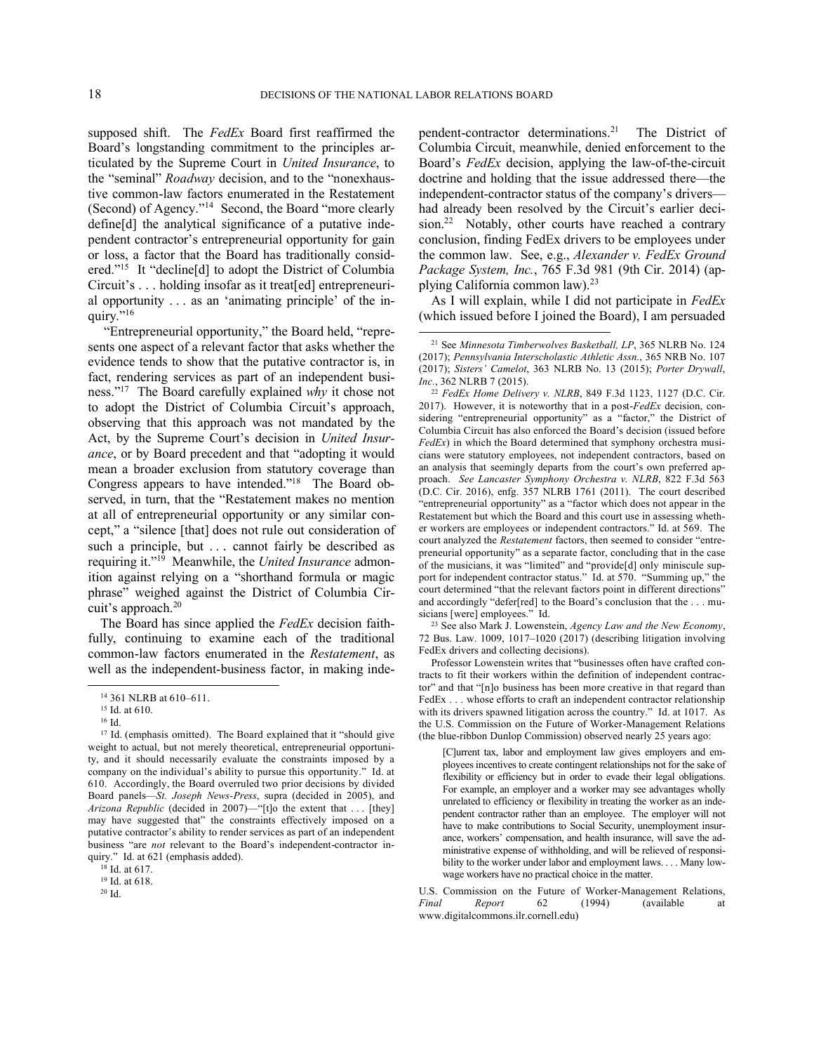supposed shift. The *FedEx* Board first reaffirmed the Board's longstanding commitment to the principles articulated by the Supreme Court in *United Insurance*, to the "seminal" *Roadway* decision, and to the "nonexhaustive common-law factors enumerated in the Restatement (Second) of Agency."[14] Second, the Board "more clearly define[d] the analytical significance of a putative independent contractor's entrepreneurial opportunity for gain or loss, a factor that the Board has traditionally considered."[15] It "decline[d] to adopt the District of Columbia Circuit's . . . holding insofar as it treat[ed] entrepreneurial opportunity . . . as an 'animating principle' of the inquiry."[16]

"Entrepreneurial opportunity," the Board held, "represents one aspect of a relevant factor that asks whether the evidence tends to show that the putative contractor is, in fact, rendering services as part of an independent business."[17] The Board carefully explained *why* it chose not to adopt the District of Columbia Circuit's approach, observing that this approach was not mandated by the Act, by the Supreme Court's decision in *United Insurance*, or by Board precedent and that "adopting it would mean a broader exclusion from statutory coverage than Congress appears to have intended."[18] The Board observed, in turn, that the "Restatement makes no mention at all of entrepreneurial opportunity or any similar concept," a "silence [that] does not rule out consideration of such a principle, but . . . cannot fairly be described as requiring it."[19] Meanwhile, the *United Insurance* admonition against relying on a "shorthand formula or magic phrase" weighed against the District of Columbia Circuit's approach.[20]

The Board has since applied the *FedEx* decision faithfully, continuing to examine each of the traditional common-law factors enumerated in the *Restatement*, as well as the independent-business factor, in making independent-contractor determinations.[21] The District of Columbia Circuit, meanwhile, denied enforcement to the Board's *FedEx* decision, applying the law-of-the-circuit doctrine and holding that the issue addressed there—the independent-contractor status of the company's drivers—had already been resolved by the Circuit's earlier decision.[22] Notably, other courts have reached a contrary conclusion, finding FedEx drivers to be employees under the common law. See, e.g., *Alexander v. FedEx Ground Package System, Inc.*, 765 F.3d 981 (9th Cir. 2014) (applying California common law).[23]

As I will explain, while I did not participate in *FedEx* (which issued before I joined the Board), I am persuaded

---

[14] 361 NLRB at 610–611.

[15] Id. at 610.

[16] Id.

[17] Id. (emphasis omitted). The Board explained that it "should give weight to actual, but not merely theoretical, entrepreneurial opportunity, and it should necessarily evaluate the constraints imposed by a company on the individual's ability to pursue this opportunity." Id. at 610. Accordingly, the Board overruled two prior decisions by divided Board panels—*St. Joseph News-Press*, supra (decided in 2005), and *Arizona Republic* (decided in 2007)—"[t]o the extent that . . . [they] may have suggested that" the constraints effectively imposed on a putative contractor's ability to render services as part of an independent business "are *not* relevant to the Board's independent-contractor inquiry." Id. at 621 (emphasis added).

[18] Id. at 617.

[19] Id. at 618.

[20] Id.

[21] See *Minnesota Timberwolves Basketball, LP*, 365 NLRB No. 124 (2017); *Pennsylvania Interscholastic Athletic Assn.*, 365 NRB No. 107 (2017); *Sisters' Camelot*, 363 NLRB No. 13 (2015); *Porter Drywall, Inc.*, 362 NLRB 7 (2015).

[22] *FedEx Home Delivery v. NLRB*, 849 F.3d 1123, 1127 (D.C. Cir. 2017). However, it is noteworthy that in a post-*FedEx* decision, considering "entrepreneurial opportunity" as a "factor," the District of Columbia Circuit has also enforced the Board's decision (issued before *FedEx*) in which the Board determined that symphony orchestra musicians were statutory employees, not independent contractors, based on an analysis that seemingly departs from the court's own preferred approach. *See Lancaster Symphony Orchestra v. NLRB*, 822 F.3d 563 (D.C. Cir. 2016), enfg. 357 NLRB 1761 (2011). The court described "entrepreneurial opportunity" as a "factor which does not appear in the Restatement but which the Board and this court use in assessing whether workers are employees or independent contractors." Id. at 569. The court analyzed the *Restatement* factors, then seemed to consider "entrepreneurial opportunity" as a separate factor, concluding that in the case of the musicians, it was "limited" and "provide[d] only miniscule support for independent contractor status." Id. at 570. "Summing up," the court determined "that the relevant factors point in different directions" and accordingly "defer[red] to the Board's conclusion that the . . . musicians [were] employees." Id.

[23] See also Mark J. Lowenstein, *Agency Law and the New Economy*, 72 Bus. Law. 1009, 1017–1020 (2017) (describing litigation involving FedEx drivers and collecting decisions).

Professor Lowenstein writes that "businesses often have crafted contracts to fit their workers within the definition of independent contractor" and that "[n]o business has been more creative in that regard than FedEx . . . whose efforts to craft an independent contractor relationship with its drivers spawned litigation across the country." Id. at 1017. As the U.S. Commission on the Future of Worker-Management Relations (the blue-ribbon Dunlop Commission) observed nearly 25 years ago:

> [C]urrent tax, labor and employment law gives employers and employees incentives to create contingent relationships not for the sake of flexibility or efficiency but in order to evade their legal obligations. For example, an employer and a worker may see advantages wholly unrelated to efficiency or flexibility in treating the worker as an independent contractor rather than an employee. The employer will not have to make contributions to Social Security, unemployment insurance, workers' compensation, and health insurance, will save the administrative expense of withholding, and will be relieved of responsibility to the worker under labor and employment laws. . . . Many low-wage workers have no practical choice in the matter.

U.S. Commission on the Future of Worker-Management Relations, *Final Report* 62 (1994) (available at www.digitalcommons.ilr.cornell.edu)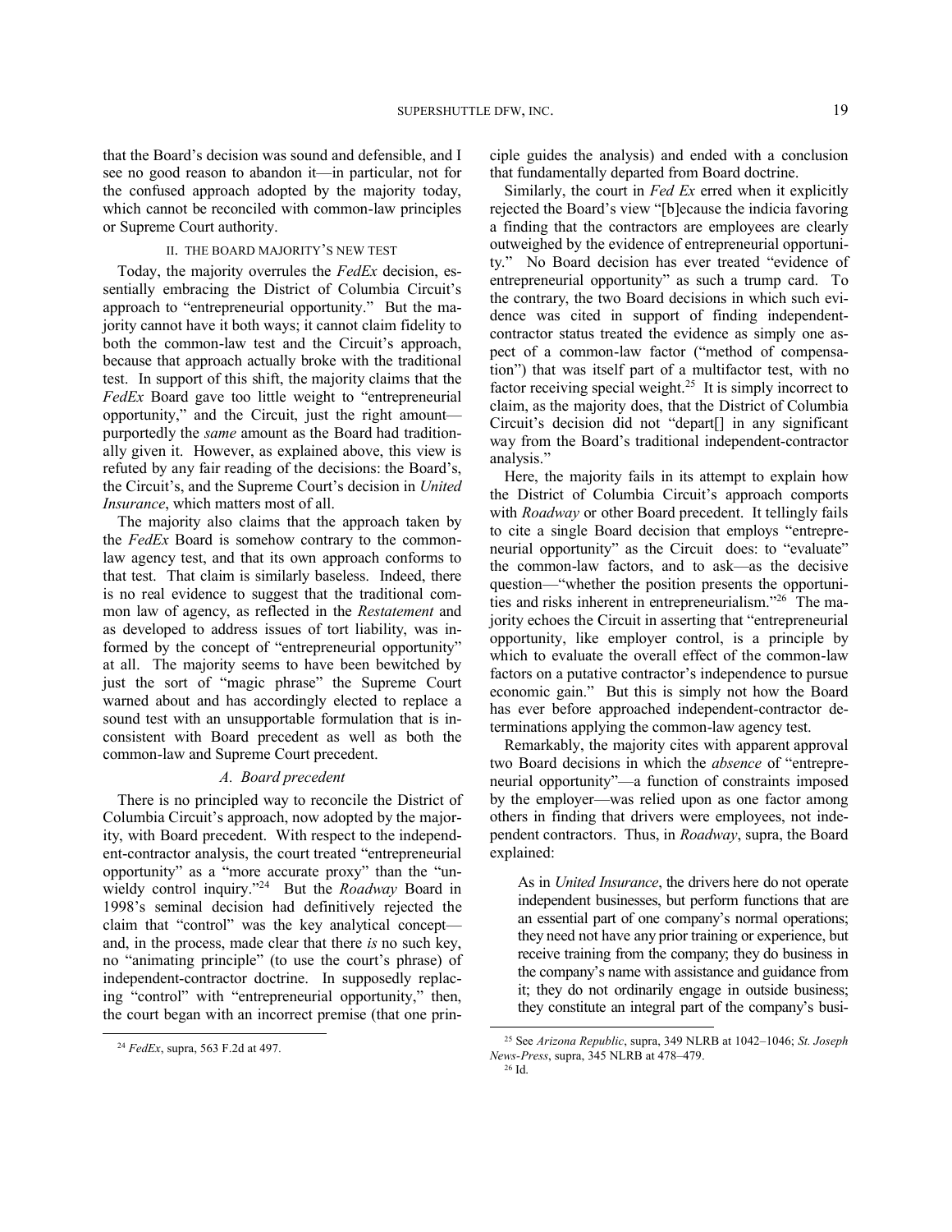that the Board's decision was sound and defensible, and I see no good reason to abandon it—in particular, not for the confused approach adopted by the majority today, which cannot be reconciled with common-law principles or Supreme Court authority.

## II. THE BOARD MAJORITY'S NEW TEST

Today, the majority overrules the *FedEx* decision, essentially embracing the District of Columbia Circuit's approach to "entrepreneurial opportunity." But the majority cannot have it both ways; it cannot claim fidelity to both the common-law test and the Circuit's approach, because that approach actually broke with the traditional test. In support of this shift, the majority claims that the *FedEx* Board gave too little weight to "entrepreneurial opportunity," and the Circuit, just the right amount—purportedly the *same* amount as the Board had traditionally given it. However, as explained above, this view is refuted by any fair reading of the decisions: the Board's, the Circuit's, and the Supreme Court's decision in *United Insurance*, which matters most of all.

The majority also claims that the approach taken by the *FedEx* Board is somehow contrary to the common-law agency test, and that its own approach conforms to that test. That claim is similarly baseless. Indeed, there is no real evidence to suggest that the traditional common law of agency, as reflected in the *Restatement* and as developed to address issues of tort liability, was informed by the concept of "entrepreneurial opportunity" at all. The majority seems to have been bewitched by just the sort of "magic phrase" the Supreme Court warned about and has accordingly elected to replace a sound test with an unsupportable formulation that is inconsistent with Board precedent as well as both the common-law and Supreme Court precedent.

### *A. Board precedent*

There is no principled way to reconcile the District of Columbia Circuit's approach, now adopted by the majority, with Board precedent. With respect to the independent-contractor analysis, the court treated "entrepreneurial opportunity" as a "more accurate proxy" than the "unwieldy control inquiry."[24] But the *Roadway* Board in 1998's seminal decision had definitively rejected the claim that "control" was the key analytical concept—and, in the process, made clear that there *is* no such key, no "animating principle" (to use the court's phrase) of independent-contractor doctrine. In supposedly replacing "control" with "entrepreneurial opportunity," then, the court began with an incorrect premise (that one principle guides the analysis) and ended with a conclusion that fundamentally departed from Board doctrine.

Similarly, the court in *Fed Ex* erred when it explicitly rejected the Board's view "[b]ecause the indicia favoring a finding that the contractors are employees are clearly outweighed by the evidence of entrepreneurial opportunity." No Board decision has ever treated "evidence of entrepreneurial opportunity" as such a trump card. To the contrary, the two Board decisions in which such evidence was cited in support of finding independent-contractor status treated the evidence as simply one aspect of a common-law factor ("method of compensation") that was itself part of a multifactor test, with no factor receiving special weight.[25] It is simply incorrect to claim, as the majority does, that the District of Columbia Circuit's decision did not "depart[] in any significant way from the Board's traditional independent-contractor analysis."

Here, the majority fails in its attempt to explain how the District of Columbia Circuit's approach comports with *Roadway* or other Board precedent. It tellingly fails to cite a single Board decision that employs "entrepreneurial opportunity" as the Circuit does: to "evaluate" the common-law factors, and to ask—as the decisive question—"whether the position presents the opportunities and risks inherent in entrepreneurialism."[26] The majority echoes the Circuit in asserting that "entrepreneurial opportunity, like employer control, is a principle by which to evaluate the overall effect of the common-law factors on a putative contractor's independence to pursue economic gain." But this is simply not how the Board has ever before approached independent-contractor determinations applying the common-law agency test.

Remarkably, the majority cites with apparent approval two Board decisions in which the *absence* of "entrepreneurial opportunity"—a function of constraints imposed by the employer—was relied upon as one factor among others in finding that drivers were employees, not independent contractors. Thus, in *Roadway*, supra, the Board explained:

> As in *United Insurance*, the drivers here do not operate independent businesses, but perform functions that are an essential part of one company's normal operations; they need not have any prior training or experience, but receive training from the company; they do business in the company's name with assistance and guidance from it; they do not ordinarily engage in outside business; they constitute an integral part of the company's busi-

---

[24] *FedEx*, supra, 563 F.2d at 497.

[25] See *Arizona Republic*, supra, 349 NLRB at 1042–1046; *St. Joseph News-Press*, supra, 345 NLRB at 478–479.

[26] Id.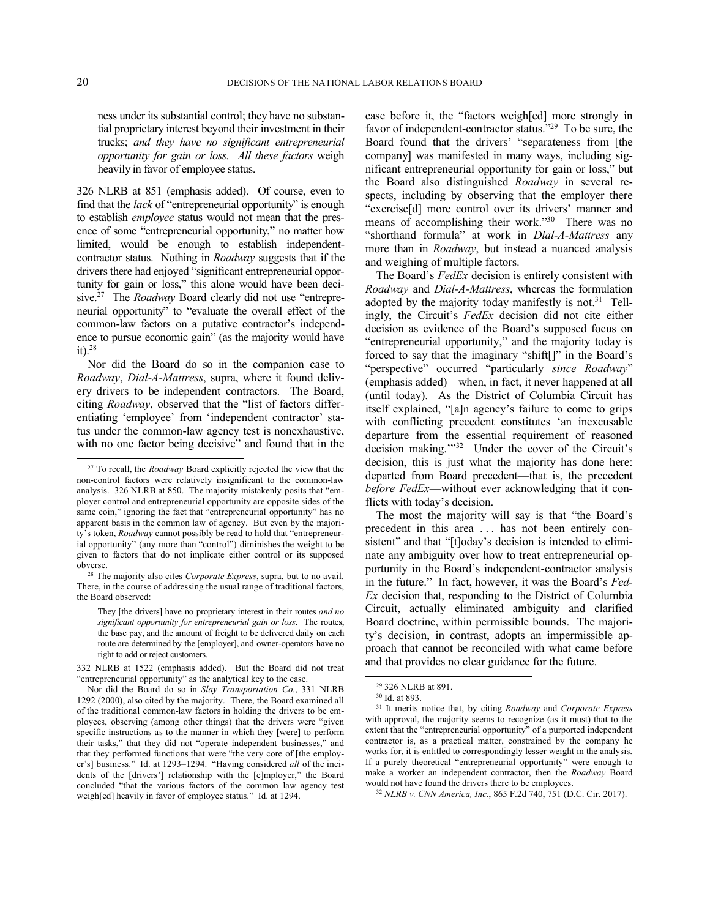ness under its substantial control; they have no substantial proprietary interest beyond their investment in their trucks; *and they have no significant entrepreneurial opportunity for gain or loss. All these factors* weigh heavily in favor of employee status.

326 NLRB at 851 (emphasis added). Of course, even to find that the *lack* of "entrepreneurial opportunity" is enough to establish *employee* status would not mean that the presence of some "entrepreneurial opportunity," no matter how limited, would be enough to establish independent-contractor status. Nothing in *Roadway* suggests that if the drivers there had enjoyed "significant entrepreneurial opportunity for gain or loss," this alone would have been decisive.[27] The *Roadway* Board clearly did not use "entrepreneurial opportunity" to "evaluate the overall effect of the common-law factors on a putative contractor's independence to pursue economic gain" (as the majority would have it).[28]

Nor did the Board do so in the companion case to *Roadway*, *Dial-A-Mattress*, supra, where it found delivery drivers to be independent contractors. The Board, citing *Roadway*, observed that the "list of factors differentiating 'employee' from 'independent contractor' status under the common-law agency test is nonexhaustive, with no one factor being decisive" and found that in the case before it, the "factors weigh[ed] more strongly in favor of independent-contractor status."[29] To be sure, the Board found that the drivers' "separateness from [the company] was manifested in many ways, including significant entrepreneurial opportunity for gain or loss," but the Board also distinguished *Roadway* in several respects, including by observing that the employer there "exercise[d] more control over its drivers' manner and means of accomplishing their work."[30] There was no "shorthand formula" at work in *Dial-A-Mattress* any more than in *Roadway*, but instead a nuanced analysis and weighing of multiple factors.

The Board's *FedEx* decision is entirely consistent with *Roadway* and *Dial-A-Mattress*, whereas the formulation adopted by the majority today manifestly is not.[31] Tellingly, the Circuit's *FedEx* decision did not cite either decision as evidence of the Board's supposed focus on "entrepreneurial opportunity," and the majority today is forced to say that the imaginary "shift[]" in the Board's "perspective" occurred "particularly *since Roadway*" (emphasis added)—when, in fact, it never happened at all (until today). As the District of Columbia Circuit has itself explained, "[a]n agency's failure to come to grips with conflicting precedent constitutes 'an inexcusable departure from the essential requirement of reasoned decision making.'"[32] Under the cover of the Circuit's decision, this is just what the majority has done here: departed from Board precedent—that is, the precedent *before FedEx*—without ever acknowledging that it conflicts with today's decision.

The most the majority will say is that "the Board's precedent in this area . . . has not been entirely consistent" and that "[t]oday's decision is intended to eliminate any ambiguity over how to treat entrepreneurial opportunity in the Board's independent-contractor analysis in the future." In fact, however, it was the Board's *FedEx* decision that, responding to the District of Columbia Circuit, actually eliminated ambiguity and clarified Board doctrine, within permissible bounds. The majority's decision, in contrast, adopts an impermissible approach that cannot be reconciled with what came before and that provides no clear guidance for the future.

---

[27] To recall, the *Roadway* Board explicitly rejected the view that the non-control factors were relatively insignificant to the common-law analysis. 326 NLRB at 850. The majority mistakenly posits that "employer control and entrepreneurial opportunity are opposite sides of the same coin," ignoring the fact that "entrepreneurial opportunity" has no apparent basis in the common law of agency. But even by the majority's token, *Roadway* cannot possibly be read to hold that "entrepreneurial opportunity" (any more than "control") diminishes the weight to be given to factors that do not implicate either control or its supposed obverse.

[28] The majority also cites *Corporate Express*, supra, but to no avail. There, in the course of addressing the usual range of traditional factors, the Board observed:

> They [the drivers] have no proprietary interest in their routes *and no significant opportunity for entrepreneurial gain or loss.* The routes, the base pay, and the amount of freight to be delivered daily on each route are determined by the [employer], and owner-operators have no right to add or reject customers.

332 NLRB at 1522 (emphasis added). But the Board did not treat "entrepreneurial opportunity" as the analytical key to the case.

Nor did the Board do so in *Slay Transportation Co.*, 331 NLRB 1292 (2000), also cited by the majority. There, the Board examined all of the traditional common-law factors in holding the drivers to be employees, observing (among other things) that the drivers were "given specific instructions as to the manner in which they [were] to perform their tasks," that they did not "operate independent businesses," and that they performed functions that were "the very core of [the employer's] business." Id. at 1293–1294. "Having considered *all* of the incidents of the [drivers'] relationship with the [e]mployer," the Board concluded "that the various factors of the common law agency test weigh[ed] heavily in favor of employee status." Id. at 1294.

[29] 326 NLRB at 891.

[30] Id. at 893.

[31] It merits notice that, by citing *Roadway* and *Corporate Express* with approval, the majority seems to recognize (as it must) that to the extent that the "entrepreneurial opportunity" of a purported independent contractor is, as a practical matter, constrained by the company he works for, it is entitled to correspondingly lesser weight in the analysis. If a purely theoretical "entrepreneurial opportunity" were enough to make a worker an independent contractor, then the *Roadway* Board would not have found the drivers there to be employees.

[32] *NLRB v. CNN America, Inc.*, 865 F.2d 740, 751 (D.C. Cir. 2017).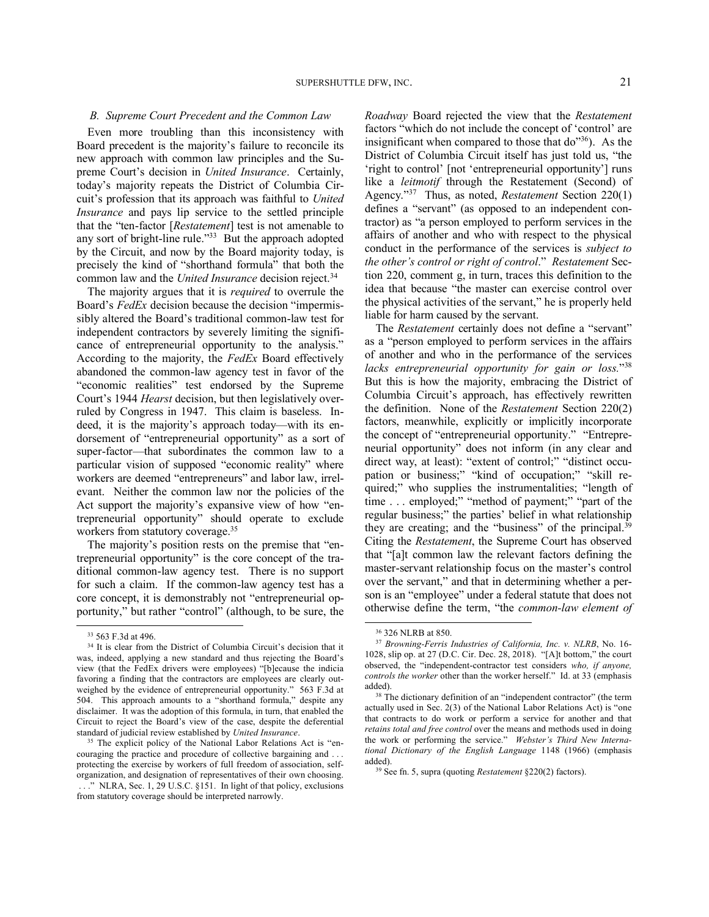### *B. Supreme Court Precedent and the Common Law*

Even more troubling than this inconsistency with Board precedent is the majority's failure to reconcile its new approach with common law principles and the Supreme Court's decision in *United Insurance*. Certainly, today's majority repeats the District of Columbia Circuit's profession that its approach was faithful to *United Insurance* and pays lip service to the settled principle that the "ten-factor [*Restatement*] test is not amenable to any sort of bright-line rule."[33] But the approach adopted by the Circuit, and now by the Board majority today, is precisely the kind of "shorthand formula" that both the common law and the *United Insurance* decision reject.[34]

The majority argues that it is *required* to overrule the Board's *FedEx* decision because the decision "impermissibly altered the Board's traditional common-law test for independent contractors by severely limiting the significance of entrepreneurial opportunity to the analysis." According to the majority, the *FedEx* Board effectively abandoned the common-law agency test in favor of the "economic realities" test endorsed by the Supreme Court's 1944 *Hearst* decision, but then legislatively overruled by Congress in 1947. This claim is baseless. Indeed, it is the majority's approach today—with its endorsement of "entrepreneurial opportunity" as a sort of super-factor—that subordinates the common law to a particular vision of supposed "economic reality" where workers are deemed "entrepreneurs" and labor law, irrelevant. Neither the common law nor the policies of the Act support the majority's expansive view of how "entrepreneurial opportunity" should operate to exclude workers from statutory coverage.[35]

The majority's position rests on the premise that "entrepreneurial opportunity" is the core concept of the traditional common-law agency test. There is no support for such a claim. If the common-law agency test has a core concept, it is demonstrably not "entrepreneurial opportunity," but rather "control" (although, to be sure, the *Roadway* Board rejected the view that the *Restatement* factors "which do not include the concept of 'control' are insignificant when compared to those that do"[36]). As the District of Columbia Circuit itself has just told us, "the 'right to control' [not 'entrepreneurial opportunity'] runs like a *leitmotif* through the Restatement (Second) of Agency."[37] Thus, as noted, *Restatement* Section 220(1) defines a "servant" (as opposed to an independent contractor) as "a person employed to perform services in the affairs of another and who with respect to the physical conduct in the performance of the services is *subject to the other's control or right of control*." *Restatement* Section 220, comment g, in turn, traces this definition to the idea that because "the master can exercise control over the physical activities of the servant," he is properly held liable for harm caused by the servant.

The *Restatement* certainly does not define a "servant" as a "person employed to perform services in the affairs of another and who in the performance of the services *lacks entrepreneurial opportunity for gain or loss.*"[38] But this is how the majority, embracing the District of Columbia Circuit's approach, has effectively rewritten the definition. None of the *Restatement* Section 220(2) factors, meanwhile, explicitly or implicitly incorporate the concept of "entrepreneurial opportunity." "Entrepreneurial opportunity" does not inform (in any clear and direct way, at least): "extent of control;" "distinct occupation or business;" "kind of occupation;" "skill required;" who supplies the instrumentalities; "length of time . . . employed;" "method of payment;" "part of the regular business;" the parties' belief in what relationship they are creating; and the "business" of the principal.[39] Citing the *Restatement*, the Supreme Court has observed that "[a]t common law the relevant factors defining the master-servant relationship focus on the master's control over the servant," and that in determining whether a person is an "employee" under a federal statute that does not otherwise define the term, "the *common-law element of*

---

[33] 563 F.3d at 496.

[34] It is clear from the District of Columbia Circuit's decision that it was, indeed, applying a new standard and thus rejecting the Board's view (that the FedEx drivers were employees) "[b]ecause the indicia favoring a finding that the contractors are employees are clearly outweighed by the evidence of entrepreneurial opportunity." 563 F.3d at 504. This approach amounts to a "shorthand formula," despite any disclaimer. It was the adoption of this formula, in turn, that enabled the Circuit to reject the Board's view of the case, despite the deferential standard of judicial review established by *United Insurance*.

[35] The explicit policy of the National Labor Relations Act is "encouraging the practice and procedure of collective bargaining and . . . protecting the exercise by workers of full freedom of association, self-organization, and designation of representatives of their own choosing. . . ." NLRA, Sec. 1, 29 U.S.C. §151. In light of that policy, exclusions from statutory coverage should be interpreted narrowly.

[36] 326 NLRB at 850.

[37] *Browning-Ferris Industries of California, Inc. v. NLRB*, No. 16-1028, slip op. at 27 (D.C. Cir. Dec. 28, 2018). "[A]t bottom," the court observed, the "independent-contractor test considers *who, if anyone, controls the worker* other than the worker herself." Id. at 33 (emphasis added).

[38] The dictionary definition of an "independent contractor" (the term actually used in Sec. 2(3) of the National Labor Relations Act) is "one that contracts to do work or perform a service for another and that *retains total and free control* over the means and methods used in doing the work or performing the service." *Webster's Third New International Dictionary of the English Language* 1148 (1966) (emphasis added).

[39] See fn. 5, supra (quoting *Restatement* §220(2) factors).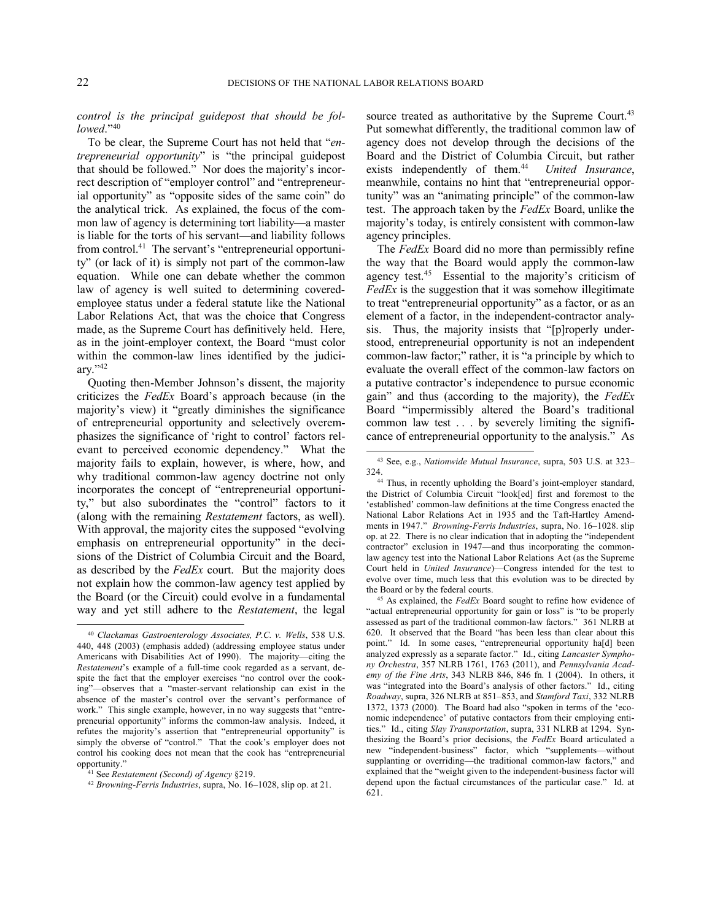*control is the principal guidepost that should be followed*."[40]

To be clear, the Supreme Court has not held that "*entrepreneurial opportunity*" is "the principal guidepost that should be followed." Nor does the majority's incorrect description of "employer control" and "entrepreneurial opportunity" as "opposite sides of the same coin" do the analytical trick. As explained, the focus of the common law of agency is determining tort liability—a master is liable for the torts of his servant—and liability follows from control.[41] The servant's "entrepreneurial opportunity" (or lack of it) is simply not part of the common-law equation. While one can debate whether the common law of agency is well suited to determining covered-employee status under a federal statute like the National Labor Relations Act, that was the choice that Congress made, as the Supreme Court has definitively held. Here, as in the joint-employer context, the Board "must color within the common-law lines identified by the judiciary."[42]

Quoting then-Member Johnson's dissent, the majority criticizes the *FedEx* Board's approach because (in the majority's view) it "greatly diminishes the significance of entrepreneurial opportunity and selectively overemphasizes the significance of 'right to control' factors relevant to perceived economic dependency." What the majority fails to explain, however, is where, how, and why traditional common-law agency doctrine not only incorporates the concept of "entrepreneurial opportunity," but also subordinates the "control" factors to it (along with the remaining *Restatement* factors, as well). With approval, the majority cites the supposed "evolving emphasis on entrepreneurial opportunity" in the decisions of the District of Columbia Circuit and the Board, as described by the *FedEx* court. But the majority does not explain how the common-law agency test applied by the Board (or the Circuit) could evolve in a fundamental way and yet still adhere to the *Restatement*, the legal source treated as authoritative by the Supreme Court.[43] Put somewhat differently, the traditional common law of agency does not develop through the decisions of the Board and the District of Columbia Circuit, but rather exists independently of them.[44] *United Insurance*, meanwhile, contains no hint that "entrepreneurial opportunity" was an "animating principle" of the common-law test. The approach taken by the *FedEx* Board, unlike the majority's today, is entirely consistent with common-law agency principles.

The *FedEx* Board did no more than permissibly refine the way that the Board would apply the common-law agency test.[45] Essential to the majority's criticism of *FedEx* is the suggestion that it was somehow illegitimate to treat "entrepreneurial opportunity" as a factor, or as an element of a factor, in the independent-contractor analysis. Thus, the majority insists that "[p]roperly understood, entrepreneurial opportunity is not an independent common-law factor;" rather, it is "a principle by which to evaluate the overall effect of the common-law factors on a putative contractor's independence to pursue economic gain" and thus (according to the majority), the *FedEx* Board "impermissibly altered the Board's traditional common law test . . . by severely limiting the significance of entrepreneurial opportunity to the analysis." As

---

[40] *Clackamas Gastroenterology Associates, P.C. v. Wells*, 538 U.S. 440, 448 (2003) (emphasis added) (addressing employee status under Americans with Disabilities Act of 1990). The majority—citing the *Restatement*'s example of a full-time cook regarded as a servant, despite the fact that the employer exercises "no control over the cooking"—observes that a "master-servant relationship can exist in the absence of the master's control over the servant's performance of work." This single example, however, in no way suggests that "entrepreneurial opportunity" informs the common-law analysis. Indeed, it refutes the majority's assertion that "entrepreneurial opportunity" is simply the obverse of "control." That the cook's employer does not control his cooking does not mean that the cook has "entrepreneurial opportunity."

[41] See *Restatement (Second) of Agency* §219.

[42] *Browning-Ferris Industries*, supra, No. 16–1028, slip op. at 21.

[43] See, e.g., *Nationwide Mutual Insurance*, supra, 503 U.S. at 323–324.

[44] Thus, in recently upholding the Board's joint-employer standard, the District of Columbia Circuit "look[ed] first and foremost to the 'established' common-law definitions at the time Congress enacted the National Labor Relations Act in 1935 and the Taft-Hartley Amendments in 1947." *Browning-Ferris Industries*, supra, No. 16–1028. slip op. at 22. There is no clear indication that in adopting the "independent contractor" exclusion in 1947—and thus incorporating the common-law agency test into the National Labor Relations Act (as the Supreme Court held in *United Insurance*)—Congress intended for the test to evolve over time, much less that this evolution was to be directed by the Board or by the federal courts.

[45] As explained, the *FedEx* Board sought to refine how evidence of "actual entrepreneurial opportunity for gain or loss" is "to be properly assessed as part of the traditional common-law factors." 361 NLRB at 620. It observed that the Board "has been less than clear about this point." Id. In some cases, "entrepreneurial opportunity ha[d] been analyzed expressly as a separate factor." Id., citing *Lancaster Symphony Orchestra*, 357 NLRB 1761, 1763 (2011), and *Pennsylvania Academy of the Fine Arts*, 343 NLRB 846, 846 fn. 1 (2004). In others, it was "integrated into the Board's analysis of other factors." Id., citing *Roadway*, supra, 326 NLRB at 851–853, and *Stamford Taxi*, 332 NLRB 1372, 1373 (2000). The Board had also "spoken in terms of the 'economic independence' of putative contactors from their employing entities." Id., citing *Slay Transportation*, supra, 331 NLRB at 1294. Synthesizing the Board's prior decisions, the *FedEx* Board articulated a new "independent-business" factor, which "supplements—without supplanting or overriding—the traditional common-law factors," and explained that the "weight given to the independent-business factor will depend upon the factual circumstances of the particular case." Id. at 621.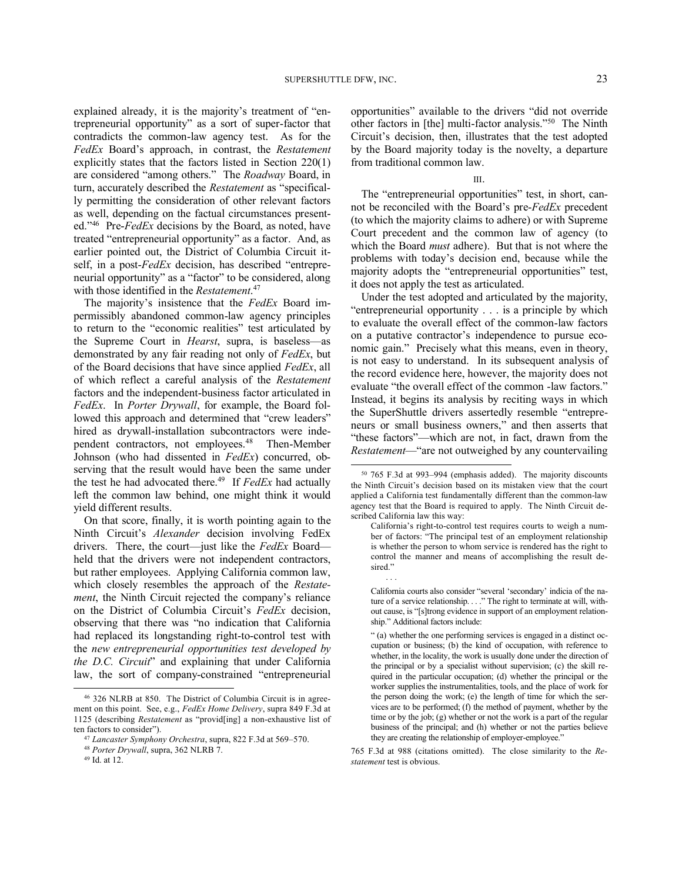explained already, it is the majority's treatment of "entrepreneurial opportunity" as a sort of super-factor that contradicts the common-law agency test. As for the *FedEx* Board's approach, in contrast, the *Restatement* explicitly states that the factors listed in Section 220(1) are considered "among others." The *Roadway* Board, in turn, accurately described the *Restatement* as "specifically permitting the consideration of other relevant factors as well, depending on the factual circumstances presented."[46] Pre-*FedEx* decisions by the Board, as noted, have treated "entrepreneurial opportunity" as a factor. And, as earlier pointed out, the District of Columbia Circuit itself, in a post-*FedEx* decision, has described "entrepreneurial opportunity" as a "factor" to be considered, along with those identified in the *Restatement*.[47]

The majority's insistence that the *FedEx* Board impermissibly abandoned common-law agency principles to return to the "economic realities" test articulated by the Supreme Court in *Hearst*, supra, is baseless—as demonstrated by any fair reading not only of *FedEx*, but of the Board decisions that have since applied *FedEx*, all of which reflect a careful analysis of the *Restatement* factors and the independent-business factor articulated in *FedEx*. In *Porter Drywall*, for example, the Board followed this approach and determined that "crew leaders" hired as drywall-installation subcontractors were independent contractors, not employees.[48] Then-Member Johnson (who had dissented in *FedEx*) concurred, observing that the result would have been the same under the test he had advocated there.[49] If *FedEx* had actually left the common law behind, one might think it would yield different results.

On that score, finally, it is worth pointing again to the Ninth Circuit's *Alexander* decision involving FedEx drivers. There, the court—just like the *FedEx* Board—held that the drivers were not independent contractors, but rather employees. Applying California common law, which closely resembles the approach of the *Restatement*, the Ninth Circuit rejected the company's reliance on the District of Columbia Circuit's *FedEx* decision, observing that there was "no indication that California had replaced its longstanding right-to-control test with the *new entrepreneurial opportunities test developed by the D.C. Circuit*" and explaining that under California law, the sort of company-constrained "entrepreneurial opportunities" available to the drivers "did not override other factors in [the] multi-factor analysis."[50] The Ninth Circuit's decision, then, illustrates that the test adopted by the Board majority today is the novelty, a departure from traditional common law.

III.

The "entrepreneurial opportunities" test, in short, cannot be reconciled with the Board's pre-*FedEx* precedent (to which the majority claims to adhere) or with Supreme Court precedent and the common law of agency (to which the Board *must* adhere). But that is not where the problems with today's decision end, because while the majority adopts the "entrepreneurial opportunities" test, it does not apply the test as articulated.

Under the test adopted and articulated by the majority, "entrepreneurial opportunity . . . is a principle by which to evaluate the overall effect of the common-law factors on a putative contractor's independence to pursue economic gain." Precisely what this means, even in theory, is not easy to understand. In its subsequent analysis of the record evidence here, however, the majority does not evaluate "the overall effect of the common -law factors." Instead, it begins its analysis by reciting ways in which the SuperShuttle drivers assertedly resemble "entrepreneurs or small business owners," and then asserts that "these factors"—which are not, in fact, drawn from the *Restatement*—"are not outweighed by any countervailing

---

[46] 326 NLRB at 850. The District of Columbia Circuit is in agreement on this point. See, e.g., *FedEx Home Delivery*, supra 849 F.3d at 1125 (describing *Restatement* as "provid[ing] a non-exhaustive list of ten factors to consider").

[47] *Lancaster Symphony Orchestra*, supra, 822 F.3d at 569–570.

[48] *Porter Drywall*, supra, 362 NLRB 7.

[49] Id. at 12.

[50] 765 F.3d at 993–994 (emphasis added). The majority discounts the Ninth Circuit's decision based on its mistaken view that the court applied a California test fundamentally different than the common-law agency test that the Board is required to apply. The Ninth Circuit described California law this way:

> California's right-to-control test requires courts to weigh a number of factors: "The principal test of an employment relationship is whether the person to whom service is rendered has the right to control the manner and means of accomplishing the result desired."
>
> . . .
>
> California courts also consider "several 'secondary' indicia of the nature of a service relationship. . . ." The right to terminate at will, without cause, is "[s]trong evidence in support of an employment relationship." Additional factors include:
>
> " (a) whether the one performing services is engaged in a distinct occupation or business; (b) the kind of occupation, with reference to whether, in the locality, the work is usually done under the direction of the principal or by a specialist without supervision; (c) the skill required in the particular occupation; (d) whether the principal or the worker supplies the instrumentalities, tools, and the place of work for the person doing the work; (e) the length of time for which the services are to be performed; (f) the method of payment, whether by the time or by the job; (g) whether or not the work is a part of the regular business of the principal; and (h) whether or not the parties believe they are creating the relationship of employer-employee."

765 F.3d at 988 (citations omitted). The close similarity to the *Restatement* test is obvious.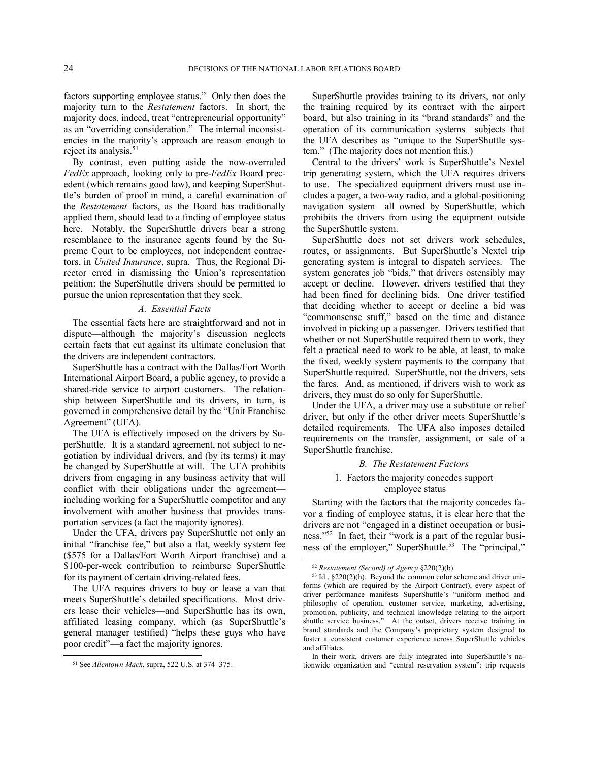factors supporting employee status." Only then does the majority turn to the *Restatement* factors. In short, the majority does, indeed, treat "entrepreneurial opportunity" as an "overriding consideration." The internal inconsistencies in the majority's approach are reason enough to reject its analysis.[51]

By contrast, even putting aside the now-overruled *FedEx* approach, looking only to pre-*FedEx* Board precedent (which remains good law), and keeping SuperShuttle's burden of proof in mind, a careful examination of the *Restatement* factors, as the Board has traditionally applied them, should lead to a finding of employee status here. Notably, the SuperShuttle drivers bear a strong resemblance to the insurance agents found by the Supreme Court to be employees, not independent contractors, in *United Insurance*, supra. Thus, the Regional Director erred in dismissing the Union's representation petition: the SuperShuttle drivers should be permitted to pursue the union representation that they seek.

### *A. Essential Facts*

The essential facts here are straightforward and not in dispute—although the majority's discussion neglects certain facts that cut against its ultimate conclusion that the drivers are independent contractors.

SuperShuttle has a contract with the Dallas/Fort Worth International Airport Board, a public agency, to provide a shared-ride service to airport customers. The relationship between SuperShuttle and its drivers, in turn, is governed in comprehensive detail by the "Unit Franchise Agreement" (UFA).

The UFA is effectively imposed on the drivers by SuperShuttle. It is a standard agreement, not subject to negotiation by individual drivers, and (by its terms) it may be changed by SuperShuttle at will. The UFA prohibits drivers from engaging in any business activity that will conflict with their obligations under the agreement—including working for a SuperShuttle competitor and any involvement with another business that provides transportation services (a fact the majority ignores).

Under the UFA, drivers pay SuperShuttle not only an initial "franchise fee," but also a flat, weekly system fee ($575 for a Dallas/Fort Worth Airport franchise) and a $100-per-week contribution to reimburse SuperShuttle for its payment of certain driving-related fees.

The UFA requires drivers to buy or lease a van that meets SuperShuttle's detailed specifications. Most drivers lease their vehicles—and SuperShuttle has its own, affiliated leasing company, which (as SuperShuttle's general manager testified) "helps these guys who have poor credit"—a fact the majority ignores.

SuperShuttle provides training to its drivers, not only the training required by its contract with the airport board, but also training in its "brand standards" and the operation of its communication systems—subjects that the UFA describes as "unique to the SuperShuttle system." (The majority does not mention this.)

Central to the drivers' work is SuperShuttle's Nextel trip generating system, which the UFA requires drivers to use. The specialized equipment drivers must use includes a pager, a two-way radio, and a global-positioning navigation system—all owned by SuperShuttle, which prohibits the drivers from using the equipment outside the SuperShuttle system.

SuperShuttle does not set drivers work schedules, routes, or assignments. But SuperShuttle's Nextel trip generating system is integral to dispatch services. The system generates job "bids," that drivers ostensibly may accept or decline. However, drivers testified that they had been fined for declining bids. One driver testified that deciding whether to accept or decline a bid was "commonsense stuff," based on the time and distance involved in picking up a passenger. Drivers testified that whether or not SuperShuttle required them to work, they felt a practical need to work to be able, at least, to make the fixed, weekly system payments to the company that SuperShuttle required. SuperShuttle, not the drivers, sets the fares. And, as mentioned, if drivers wish to work as drivers, they must do so only for SuperShuttle.

Under the UFA, a driver may use a substitute or relief driver, but only if the other driver meets SuperShuttle's detailed requirements. The UFA also imposes detailed requirements on the transfer, assignment, or sale of a SuperShuttle franchise.

### *B. The Restatement Factors*

#### 1. Factors the majority concedes support employee status

Starting with the factors that the majority concedes favor a finding of employee status, it is clear here that the drivers are not "engaged in a distinct occupation or business."[52] In fact, their "work is a part of the regular business of the employer," SuperShuttle.[53] The "principal,"

---

[51] See *Allentown Mack*, supra, 522 U.S. at 374–375.

[52] *Restatement (Second) of Agency* §220(2)(b).

[53] Id., §220(2)(h). Beyond the common color scheme and driver uniforms (which are required by the Airport Contract), every aspect of driver performance manifests SuperShuttle's "uniform method and philosophy of operation, customer service, marketing, advertising, promotion, publicity, and technical knowledge relating to the airport shuttle service business." At the outset, drivers receive training in brand standards and the Company's proprietary system designed to foster a consistent customer experience across SuperShuttle vehicles and affiliates.

In their work, drivers are fully integrated into SuperShuttle's nationwide organization and "central reservation system": trip requests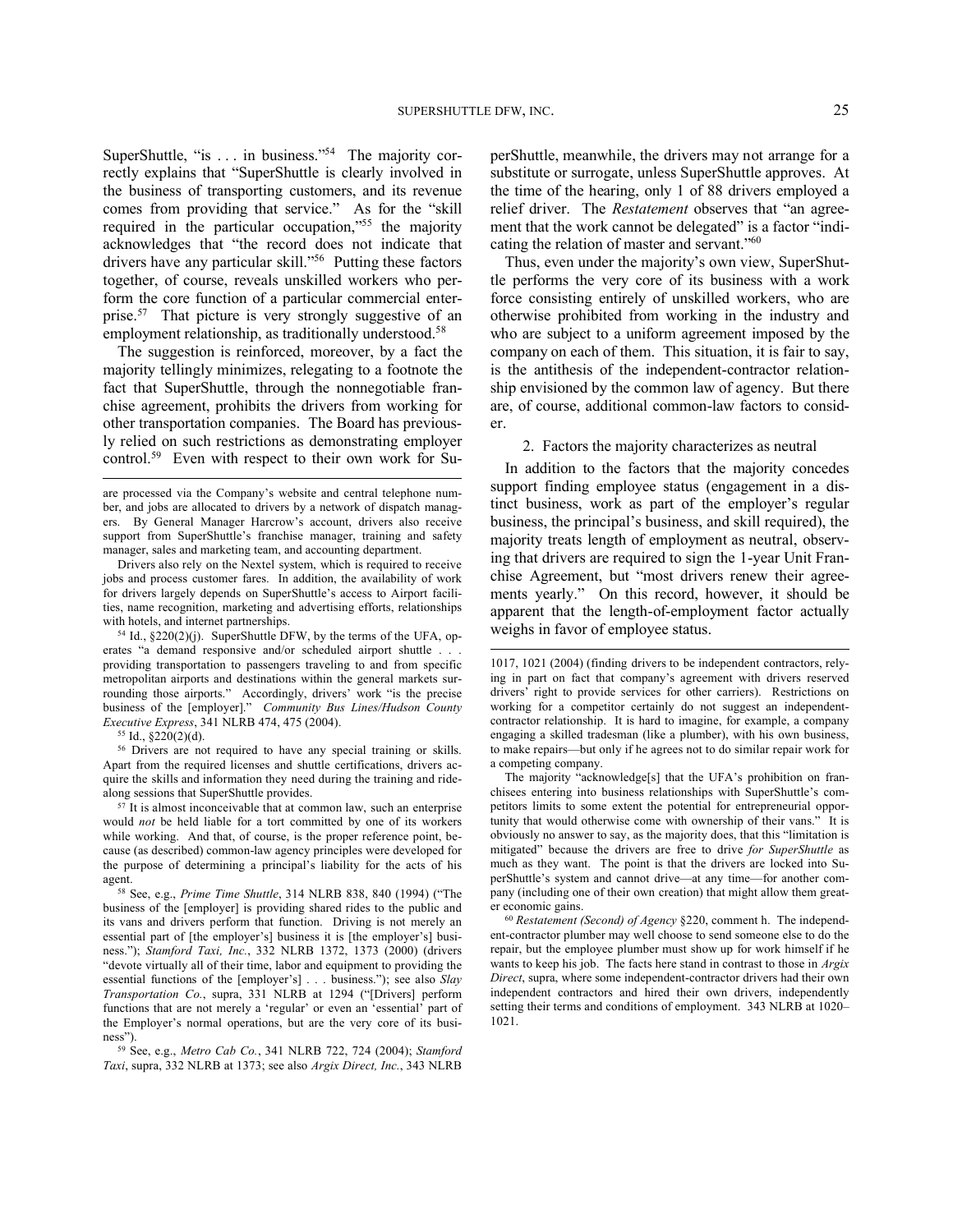SuperShuttle, "is . . . in business."[54] The majority correctly explains that "SuperShuttle is clearly involved in the business of transporting customers, and its revenue comes from providing that service." As for the "skill required in the particular occupation,"[55] the majority acknowledges that "the record does not indicate that drivers have any particular skill."[56] Putting these factors together, of course, reveals unskilled workers who perform the core function of a particular commercial enterprise.[57] That picture is very strongly suggestive of an employment relationship, as traditionally understood.[58]

The suggestion is reinforced, moreover, by a fact the majority tellingly minimizes, relegating to a footnote the fact that SuperShuttle, through the nonnegotiable franchise agreement, prohibits the drivers from working for other transportation companies. The Board has previously relied on such restrictions as demonstrating employer control.[59] Even with respect to their own work for SuperShuttle, meanwhile, the drivers may not arrange for a substitute or surrogate, unless SuperShuttle approves. At the time of the hearing, only 1 of 88 drivers employed a relief driver. The *Restatement* observes that "an agreement that the work cannot be delegated" is a factor "indicating the relation of master and servant."[60]

Thus, even under the majority's own view, SuperShuttle performs the very core of its business with a work force consisting entirely of unskilled workers, who are otherwise prohibited from working in the industry and who are subject to a uniform agreement imposed by the company on each of them. This situation, it is fair to say, is the antithesis of the independent-contractor relationship envisioned by the common law of agency. But there are, of course, additional common-law factors to consider.

2. Factors the majority characterizes as neutral

In addition to the factors that the majority concedes support finding employee status (engagement in a distinct business, work as part of the employer's regular business, the principal's business, and skill required), the majority treats length of employment as neutral, observing that drivers are required to sign the 1-year Unit Franchise Agreement, but "most drivers renew their agreements yearly." On this record, however, it should be apparent that the length-of-employment factor actually weighs in favor of employee status.

---

are processed via the Company's website and central telephone number, and jobs are allocated to drivers by a network of dispatch managers. By General Manager Harcrow's account, drivers also receive support from SuperShuttle's franchise manager, training and safety manager, sales and marketing team, and accounting department.

Drivers also rely on the Nextel system, which is required to receive jobs and process customer fares. In addition, the availability of work for drivers largely depends on SuperShuttle's access to Airport facilities, name recognition, marketing and advertising efforts, relationships with hotels, and internet partnerships.

[54] Id., §220(2)(j). SuperShuttle DFW, by the terms of the UFA, operates "a demand responsive and/or scheduled airport shuttle . . . providing transportation to passengers traveling to and from specific metropolitan airports and destinations within the general markets surrounding those airports." Accordingly, drivers' work "is the precise business of the [employer]." *Community Bus Lines/Hudson County Executive Express*, 341 NLRB 474, 475 (2004).

[55] Id., §220(2)(d).

[56] Drivers are not required to have any special training or skills. Apart from the required licenses and shuttle certifications, drivers acquire the skills and information they need during the training and ride-along sessions that SuperShuttle provides.

[57] It is almost inconceivable that at common law, such an enterprise would *not* be held liable for a tort committed by one of its workers while working. And that, of course, is the proper reference point, because (as described) common-law agency principles were developed for the purpose of determining a principal's liability for the acts of his agent.

[58] See, e.g., *Prime Time Shuttle*, 314 NLRB 838, 840 (1994) ("The business of the [employer] is providing shared rides to the public and its vans and drivers perform that function. Driving is not merely an essential part of [the employer's] business it is [the employer's] business."); *Stamford Taxi, Inc.*, 332 NLRB 1372, 1373 (2000) (drivers "devote virtually all of their time, labor and equipment to providing the essential functions of the [employer's] . . . business."); see also *Slay Transportation Co.*, supra, 331 NLRB at 1294 ("[Drivers] perform functions that are not merely a 'regular' or even an 'essential' part of the Employer's normal operations, but are the very core of its business").

[59] See, e.g., *Metro Cab Co.*, 341 NLRB 722, 724 (2004); *Stamford Taxi*, supra, 332 NLRB at 1373; see also *Argix Direct, Inc.*, 343 NLRB 1017, 1021 (2004) (finding drivers to be independent contractors, relying in part on fact that company's agreement with drivers reserved drivers' right to provide services for other carriers). Restrictions on working for a competitor certainly do not suggest an independent-contractor relationship. It is hard to imagine, for example, a company engaging a skilled tradesman (like a plumber), with his own business, to make repairs—but only if he agrees not to do similar repair work for a competing company.

The majority "acknowledge[s] that the UFA's prohibition on franchisees entering into business relationships with SuperShuttle's competitors limits to some extent the potential for entrepreneurial opportunity that would otherwise come with ownership of their vans." It is obviously no answer to say, as the majority does, that this "limitation is mitigated" because the drivers are free to drive *for SuperShuttle* as much as they want. The point is that the drivers are locked into SuperShuttle's system and cannot drive—at any time—for another company (including one of their own creation) that might allow them greater economic gains.

[60] *Restatement (Second) of Agency* §220, comment h. The independent-contractor plumber may well choose to send someone else to do the repair, but the employee plumber must show up for work himself if he wants to keep his job. The facts here stand in contrast to those in *Argix Direct*, supra, where some independent-contractor drivers had their own independent contractors and hired their own drivers, independently setting their terms and conditions of employment. 343 NLRB at 1020–1021.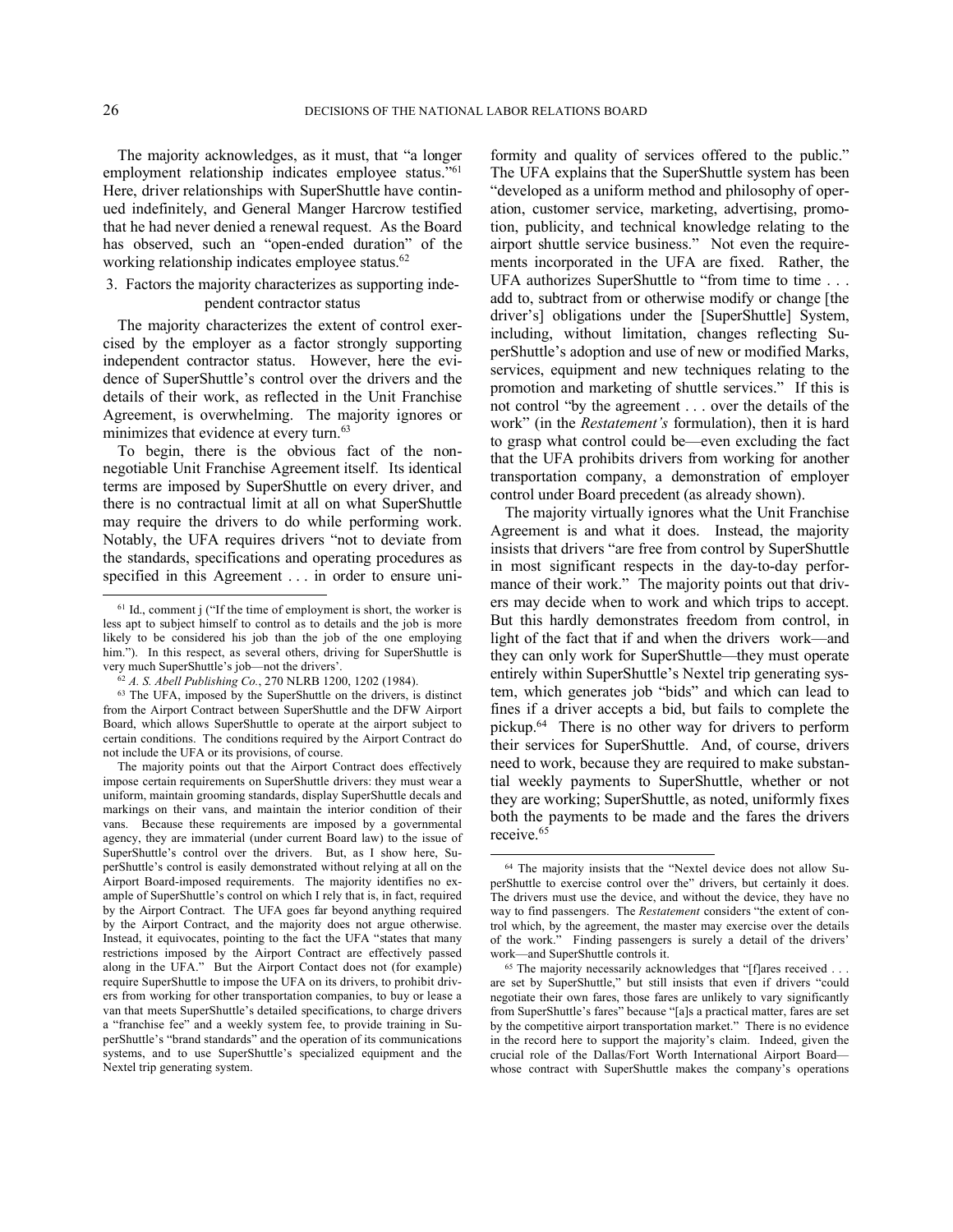The majority acknowledges, as it must, that "a longer employment relationship indicates employee status."[61] Here, driver relationships with SuperShuttle have continued indefinitely, and General Manger Harcrow testified that he had never denied a renewal request. As the Board has observed, such an "open-ended duration" of the working relationship indicates employee status.[62]

### 3. Factors the majority characterizes as supporting independent contractor status

The majority characterizes the extent of control exercised by the employer as a factor strongly supporting independent contractor status. However, here the evidence of SuperShuttle's control over the drivers and the details of their work, as reflected in the Unit Franchise Agreement, is overwhelming. The majority ignores or minimizes that evidence at every turn.[63]

To begin, there is the obvious fact of the non-negotiable Unit Franchise Agreement itself. Its identical terms are imposed by SuperShuttle on every driver, and there is no contractual limit at all on what SuperShuttle may require the drivers to do while performing work. Notably, the UFA requires drivers "not to deviate from the standards, specifications and operating procedures as specified in this Agreement . . . in order to ensure uniformity and quality of services offered to the public." The UFA explains that the SuperShuttle system has been "developed as a uniform method and philosophy of operation, customer service, marketing, advertising, promotion, publicity, and technical knowledge relating to the airport shuttle service business." Not even the requirements incorporated in the UFA are fixed. Rather, the UFA authorizes SuperShuttle to "from time to time . . . add to, subtract from or otherwise modify or change [the driver's] obligations under the [SuperShuttle] System, including, without limitation, changes reflecting SuperShuttle's adoption and use of new or modified Marks, services, equipment and new techniques relating to the promotion and marketing of shuttle services." If this is not control "by the agreement . . . over the details of the work" (in the *Restatement's* formulation), then it is hard to grasp what control could be—even excluding the fact that the UFA prohibits drivers from working for another transportation company, a demonstration of employer control under Board precedent (as already shown).

The majority virtually ignores what the Unit Franchise Agreement is and what it does. Instead, the majority insists that drivers "are free from control by SuperShuttle in most significant respects in the day-to-day performance of their work." The majority points out that drivers may decide when to work and which trips to accept. But this hardly demonstrates freedom from control, in light of the fact that if and when the drivers work—and they can only work for SuperShuttle—they must operate entirely within SuperShuttle's Nextel trip generating system, which generates job "bids" and which can lead to fines if a driver accepts a bid, but fails to complete the pickup.[64] There is no other way for drivers to perform their services for SuperShuttle. And, of course, drivers need to work, because they are required to make substantial weekly payments to SuperShuttle, whether or not they are working; SuperShuttle, as noted, uniformly fixes both the payments to be made and the fares the drivers receive.[65]

---

[61] Id., comment j ("If the time of employment is short, the worker is less apt to subject himself to control as to details and the job is more likely to be considered his job than the job of the one employing him."). In this respect, as several others, driving for SuperShuttle is very much SuperShuttle's job—not the drivers'.

[62] *A. S. Abell Publishing Co.*, 270 NLRB 1200, 1202 (1984).

[63] The UFA, imposed by the SuperShuttle on the drivers, is distinct from the Airport Contract between SuperShuttle and the DFW Airport Board, which allows SuperShuttle to operate at the airport subject to certain conditions. The conditions required by the Airport Contract do not include the UFA or its provisions, of course.

The majority points out that the Airport Contract does effectively impose certain requirements on SuperShuttle drivers: they must wear a uniform, maintain grooming standards, display SuperShuttle decals and markings on their vans, and maintain the interior condition of their vans. Because these requirements are imposed by a governmental agency, they are immaterial (under current Board law) to the issue of SuperShuttle's control over the drivers. But, as I show here, SuperShuttle's control is easily demonstrated without relying at all on the Airport Board-imposed requirements. The majority identifies no example of SuperShuttle's control on which I rely that is, in fact, required by the Airport Contract. The UFA goes far beyond anything required by the Airport Contract, and the majority does not argue otherwise. Instead, it equivocates, pointing to the fact the UFA "states that many restrictions imposed by the Airport Contract are effectively passed along in the UFA." But the Airport Contact does not (for example) require SuperShuttle to impose the UFA on its drivers, to prohibit drivers from working for other transportation companies, to buy or lease a van that meets SuperShuttle's detailed specifications, to charge drivers a "franchise fee" and a weekly system fee, to provide training in SuperShuttle's "brand standards" and the operation of its communications systems, and to use SuperShuttle's specialized equipment and the Nextel trip generating system.

[64] The majority insists that the "Nextel device does not allow SuperShuttle to exercise control over the" drivers, but certainly it does. The drivers must use the device, and without the device, they have no way to find passengers. The *Restatement* considers "the extent of control which, by the agreement, the master may exercise over the details of the work." Finding passengers is surely a detail of the drivers' work—and SuperShuttle controls it.

[65] The majority necessarily acknowledges that "[f]ares received . . . are set by SuperShuttle," but still insists that even if drivers "could negotiate their own fares, those fares are unlikely to vary significantly from SuperShuttle's fares" because "[a]s a practical matter, fares are set by the competitive airport transportation market." There is no evidence in the record here to support the majority's claim. Indeed, given the crucial role of the Dallas/Fort Worth International Airport Board—whose contract with SuperShuttle makes the company's operations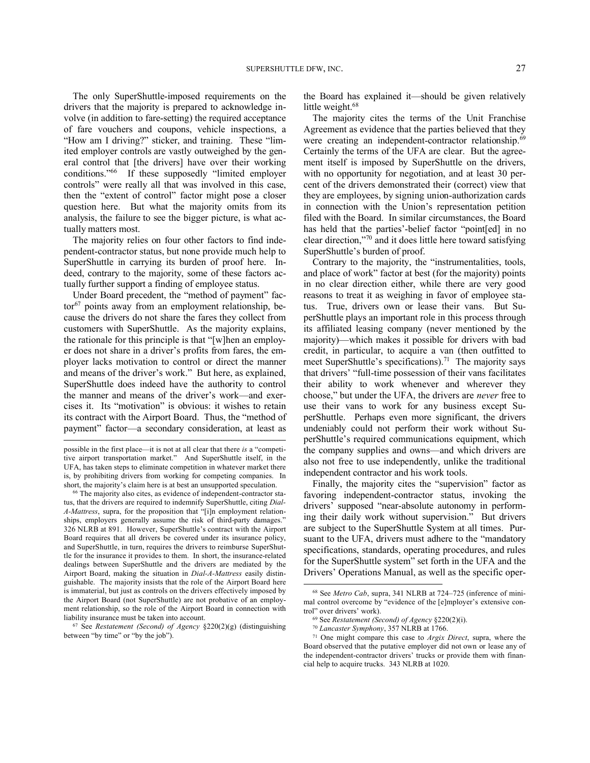The only SuperShuttle-imposed requirements on the drivers that the majority is prepared to acknowledge involve (in addition to fare-setting) the required acceptance of fare vouchers and coupons, vehicle inspections, a "How am I driving?" sticker, and training. These "limited employer controls are vastly outweighed by the general control that [the drivers] have over their working conditions."[66] If these supposedly "limited employer controls" were really all that was involved in this case, then the "extent of control" factor might pose a closer question here. But what the majority omits from its analysis, the failure to see the bigger picture, is what actually matters most.

The majority relies on four other factors to find independent-contractor status, but none provide much help to SuperShuttle in carrying its burden of proof here. Indeed, contrary to the majority, some of these factors actually further support a finding of employee status.

Under Board precedent, the "method of payment" factor[67] points away from an employment relationship, because the drivers do not share the fares they collect from customers with SuperShuttle. As the majority explains, the rationale for this principle is that "[w]hen an employer does not share in a driver's profits from fares, the employer lacks motivation to control or direct the manner and means of the driver's work." But here, as explained, SuperShuttle does indeed have the authority to control the manner and means of the driver's work—and exercises it. Its "motivation" is obvious: it wishes to retain its contract with the Airport Board. Thus, the "method of payment" factor—a secondary consideration, at least as the Board has explained it—should be given relatively little weight.[68]

The majority cites the terms of the Unit Franchise Agreement as evidence that the parties believed that they were creating an independent-contractor relationship.[69] Certainly the terms of the UFA are clear. But the agreement itself is imposed by SuperShuttle on the drivers, with no opportunity for negotiation, and at least 30 percent of the drivers demonstrated their (correct) view that they are employees, by signing union-authorization cards in connection with the Union's representation petition filed with the Board. In similar circumstances, the Board has held that the parties'-belief factor "point[ed] in no clear direction,"[70] and it does little here toward satisfying SuperShuttle's burden of proof.

Contrary to the majority, the "instrumentalities, tools, and place of work" factor at best (for the majority) points in no clear direction either, while there are very good reasons to treat it as weighing in favor of employee status. True, drivers own or lease their vans. But SuperShuttle plays an important role in this process through its affiliated leasing company (never mentioned by the majority)—which makes it possible for drivers with bad credit, in particular, to acquire a van (then outfitted to meet SuperShuttle's specifications).[71] The majority says that drivers' "full-time possession of their vans facilitates their ability to work whenever and wherever they choose," but under the UFA, the drivers are *never* free to use their vans to work for any business except SuperShuttle. Perhaps even more significant, the drivers undeniably could not perform their work without SuperShuttle's required communications equipment, which the company supplies and owns—and which drivers are also not free to use independently, unlike the traditional independent contractor and his work tools.

Finally, the majority cites the "supervision" factor as favoring independent-contractor status, invoking the drivers' supposed "near-absolute autonomy in performing their daily work without supervision." But drivers are subject to the SuperShuttle System at all times. Pursuant to the UFA, drivers must adhere to the "mandatory specifications, standards, operating procedures, and rules for the SuperShuttle system" set forth in the UFA and the Drivers' Operations Manual, as well as the specific oper-

---

possible in the first place—it is not at all clear that there *is* a "competitive airport transportation market." And SuperShuttle itself, in the UFA, has taken steps to eliminate competition in whatever market there is, by prohibiting drivers from working for competing companies. In short, the majority's claim here is at best an unsupported speculation.

[66] The majority also cites, as evidence of independent-contractor status, that the drivers are required to indemnify SuperShuttle, citing *Dial-A-Mattress*, supra, for the proposition that "[i]n employment relationships, employers generally assume the risk of third-party damages." 326 NLRB at 891. However, SuperShuttle's contract with the Airport Board requires that all drivers be covered under its insurance policy, and SuperShuttle, in turn, requires the drivers to reimburse SuperShuttle for the insurance it provides to them. In short, the insurance-related dealings between SuperShuttle and the drivers are mediated by the Airport Board, making the situation in *Dial-A-Mattress* easily distinguishable. The majority insists that the role of the Airport Board here is immaterial, but just as controls on the drivers effectively imposed by the Airport Board (not SuperShuttle) are not probative of an employment relationship, so the role of the Airport Board in connection with liability insurance must be taken into account.

[67] See *Restatement (Second) of Agency* §220(2)(g) (distinguishing between "by time" or "by the job").

[68] See *Metro Cab*, supra, 341 NLRB at 724–725 (inference of minimal control overcome by "evidence of the [e]mployer's extensive control" over drivers' work).

[69] See *Restatement (Second) of Agency* §220(2)(i).

[70] *Lancaster Symphony*, 357 NLRB at 1766.

[71] One might compare this case to *Argix Direct*, supra, where the Board observed that the putative employer did not own or lease any of the independent-contractor drivers' trucks or provide them with financial help to acquire trucks. 343 NLRB at 1020.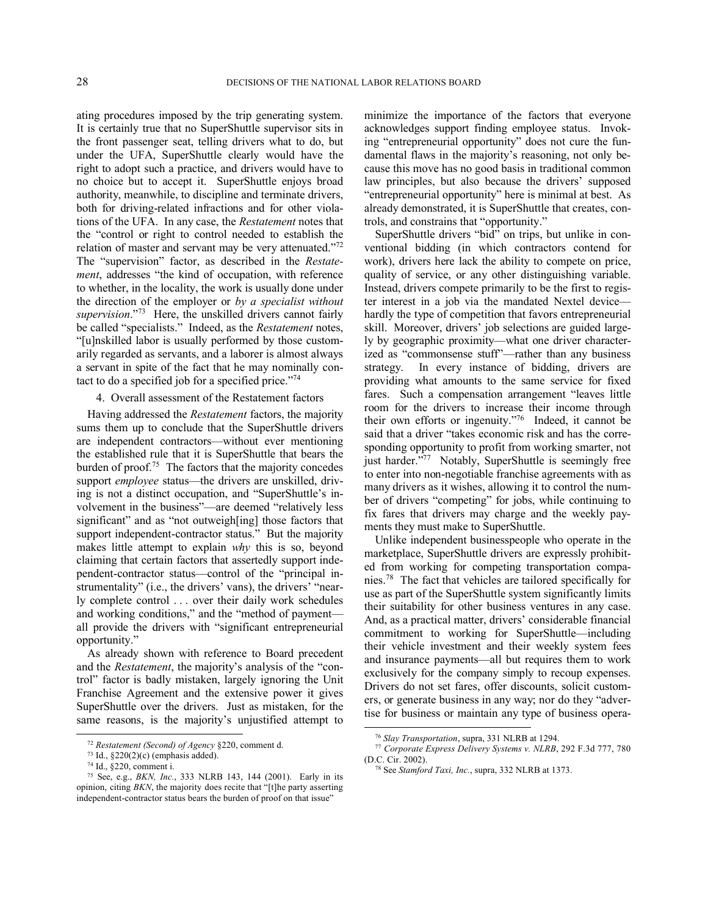ating procedures imposed by the trip generating system. It is certainly true that no SuperShuttle supervisor sits in the front passenger seat, telling drivers what to do, but under the UFA, SuperShuttle clearly would have the right to adopt such a practice, and drivers would have to no choice but to accept it. SuperShuttle enjoys broad authority, meanwhile, to discipline and terminate drivers, both for driving-related infractions and for other violations of the UFA. In any case, the *Restatement* notes that the "control or right to control needed to establish the relation of master and servant may be very attenuated."[72] The "supervision" factor, as described in the *Restatement*, addresses "the kind of occupation, with reference to whether, in the locality, the work is usually done under the direction of the employer or *by a specialist without supervision*."[73] Here, the unskilled drivers cannot fairly be called "specialists." Indeed, as the *Restatement* notes, "[u]nskilled labor is usually performed by those customarily regarded as servants, and a laborer is almost always a servant in spite of the fact that he may nominally contact to do a specified job for a specified price."[74]

4. Overall assessment of the Restatement factors

Having addressed the *Restatement* factors, the majority sums them up to conclude that the SuperShuttle drivers are independent contractors—without ever mentioning the established rule that it is SuperShuttle that bears the burden of proof.[75] The factors that the majority concedes support *employee* status—the drivers are unskilled, driving is not a distinct occupation, and "SuperShuttle's involvement in the business"—are deemed "relatively less significant" and as "not outweigh[ing] those factors that support independent-contractor status." But the majority makes little attempt to explain *why* this is so, beyond claiming that certain factors that assertedly support independent-contractor status—control of the "principal instrumentality" (i.e., the drivers' vans), the drivers' "nearly complete control . . . over their daily work schedules and working conditions," and the "method of payment—all provide the drivers with "significant entrepreneurial opportunity."

As already shown with reference to Board precedent and the *Restatement*, the majority's analysis of the "control" factor is badly mistaken, largely ignoring the Unit Franchise Agreement and the extensive power it gives SuperShuttle over the drivers. Just as mistaken, for the same reasons, is the majority's unjustified attempt to minimize the importance of the factors that everyone acknowledges support finding employee status. Invoking "entrepreneurial opportunity" does not cure the fundamental flaws in the majority's reasoning, not only because this move has no good basis in traditional common law principles, but also because the drivers' supposed "entrepreneurial opportunity" here is minimal at best. As already demonstrated, it is SuperShuttle that creates, controls, and constrains that "opportunity."

SuperShuttle drivers "bid" on trips, but unlike in conventional bidding (in which contractors contend for work), drivers here lack the ability to compete on price, quality of service, or any other distinguishing variable. Instead, drivers compete primarily to be the first to register interest in a job via the mandated Nextel device—hardly the type of competition that favors entrepreneurial skill. Moreover, drivers' job selections are guided largely by geographic proximity—what one driver characterized as "commonsense stuff"—rather than any business strategy. In every instance of bidding, drivers are providing what amounts to the same service for fixed fares. Such a compensation arrangement "leaves little room for the drivers to increase their income through their own efforts or ingenuity."[76] Indeed, it cannot be said that a driver "takes economic risk and has the corresponding opportunity to profit from working smarter, not just harder."[77] Notably, SuperShuttle is seemingly free to enter into non-negotiable franchise agreements with as many drivers as it wishes, allowing it to control the number of drivers "competing" for jobs, while continuing to fix fares that drivers may charge and the weekly payments they must make to SuperShuttle.

Unlike independent businesspeople who operate in the marketplace, SuperShuttle drivers are expressly prohibited from working for competing transportation companies.[78] The fact that vehicles are tailored specifically for use as part of the SuperShuttle system significantly limits their suitability for other business ventures in any case. And, as a practical matter, drivers' considerable financial commitment to working for SuperShuttle—including their vehicle investment and their weekly system fees and insurance payments—all but requires them to work exclusively for the company simply to recoup expenses. Drivers do not set fares, offer discounts, solicit customers, or generate business in any way; nor do they "advertise for business or maintain any type of business opera-

---

[72] *Restatement (Second) of Agency* §220, comment d.

[73] Id., §220(2)(c) (emphasis added).

[74] Id., §220, comment i.

[75] See, e.g., *BKN, Inc.*, 333 NLRB 143, 144 (2001). Early in its opinion, citing *BKN*, the majority does recite that "[t]he party asserting independent-contractor status bears the burden of proof on that issue"

[76] *Slay Transportation*, supra, 331 NLRB at 1294.

[77] *Corporate Express Delivery Systems v. NLRB*, 292 F.3d 777, 780 (D.C. Cir. 2002).

[78] See *Stamford Taxi, Inc.*, supra, 332 NLRB at 1373.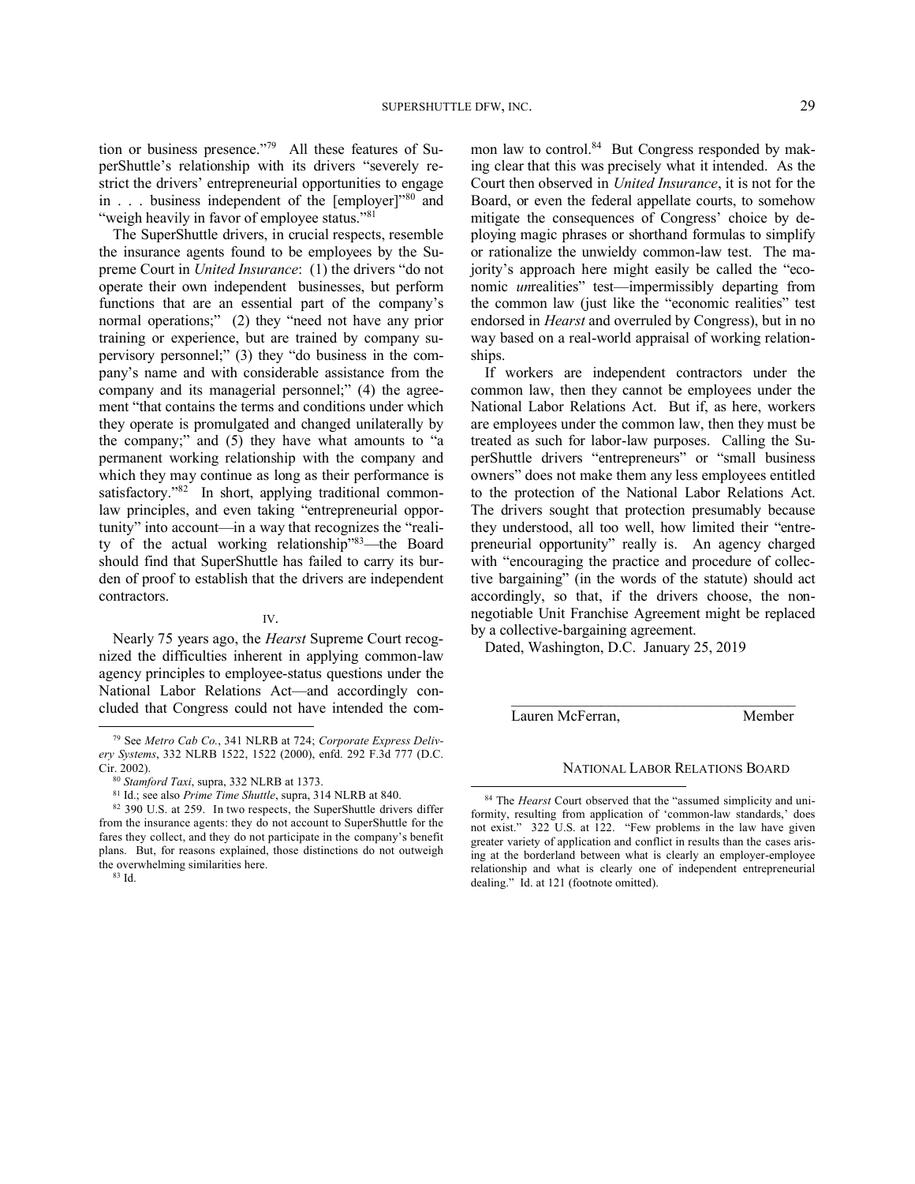tion or business presence."[79] All these features of SuperShuttle's relationship with its drivers "severely restrict the drivers' entrepreneurial opportunities to engage in . . . business independent of the [employer]"[80] and "weigh heavily in favor of employee status."[81]

The SuperShuttle drivers, in crucial respects, resemble the insurance agents found to be employees by the Supreme Court in *United Insurance*: (1) the drivers "do not operate their own independent businesses, but perform functions that are an essential part of the company's normal operations;" (2) they "need not have any prior training or experience, but are trained by company supervisory personnel;" (3) they "do business in the company's name and with considerable assistance from the company and its managerial personnel;" (4) the agreement "that contains the terms and conditions under which they operate is promulgated and changed unilaterally by the company;" and (5) they have what amounts to "a permanent working relationship with the company and which they may continue as long as their performance is satisfactory."[82] In short, applying traditional common-law principles, and even taking "entrepreneurial opportunity" into account—in a way that recognizes the "reality of the actual working relationship"[83]—the Board should find that SuperShuttle has failed to carry its burden of proof to establish that the drivers are independent contractors.

IV.

Nearly 75 years ago, the *Hearst* Supreme Court recognized the difficulties inherent in applying common-law agency principles to employee-status questions under the National Labor Relations Act—and accordingly concluded that Congress could not have intended the common law to control.[84] But Congress responded by making clear that this was precisely what it intended. As the Court then observed in *United Insurance*, it is not for the Board, or even the federal appellate courts, to somehow mitigate the consequences of Congress' choice by deploying magic phrases or shorthand formulas to simplify or rationalize the unwieldy common-law test. The majority's approach here might easily be called the "economic *un*realities" test—impermissibly departing from the common law (just like the "economic realities" test endorsed in *Hearst* and overruled by Congress), but in no way based on a real-world appraisal of working relationships.

If workers are independent contractors under the common law, then they cannot be employees under the National Labor Relations Act. But if, as here, workers are employees under the common law, then they must be treated as such for labor-law purposes. Calling the SuperShuttle drivers "entrepreneurs" or "small business owners" does not make them any less employees entitled to the protection of the National Labor Relations Act. The drivers sought that protection presumably because they understood, all too well, how limited their "entrepreneurial opportunity" really is. An agency charged with "encouraging the practice and procedure of collective bargaining" (in the words of the statute) should act accordingly, so that, if the drivers choose, the non-negotiable Unit Franchise Agreement might be replaced by a collective-bargaining agreement.

Dated, Washington, D.C. January 25, 2019

______________________________________

Lauren McFerran, Member

NATIONAL LABOR RELATIONS BOARD

---

[79] See *Metro Cab Co.*, 341 NLRB at 724; *Corporate Express Delivery Systems*, 332 NLRB 1522, 1522 (2000), enfd. 292 F.3d 777 (D.C. Cir. 2002).

[80] *Stamford Taxi*, supra, 332 NLRB at 1373.

[81] Id.; see also *Prime Time Shuttle*, supra, 314 NLRB at 840.

[82] 390 U.S. at 259. In two respects, the SuperShuttle drivers differ from the insurance agents: they do not account to SuperShuttle for the fares they collect, and they do not participate in the company's benefit plans. But, for reasons explained, those distinctions do not outweigh the overwhelming similarities here.

[83] Id.

[84] The *Hearst* Court observed that the "assumed simplicity and uniformity, resulting from application of 'common-law standards,' does not exist." 322 U.S. at 122. "Few problems in the law have given greater variety of application and conflict in results than the cases arising at the borderland between what is clearly an employer-employee relationship and what is clearly one of independent entrepreneurial dealing." Id. at 121 (footnote omitted).